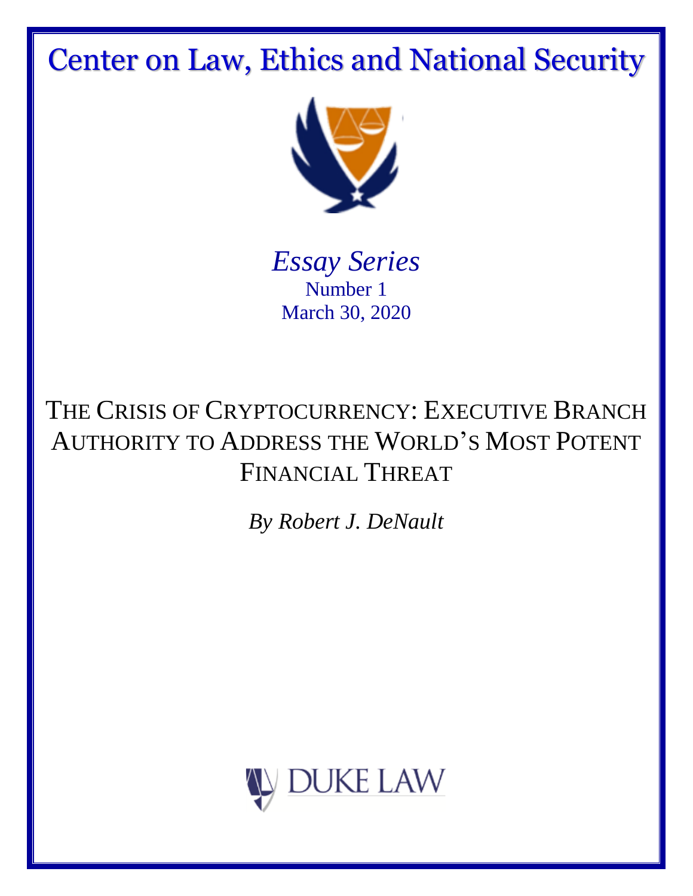# Center on Law, Ethics and National Security

*Essay Series*

Number 1

March 30, 2020

## THE CRISIS OF CRYPTOCURRENCY: EXECUTIVE BRANCH AUTHORITY TO ADDRESS THE WORLD'S MOST POTENT FINANCIAL THREAT

*By Robert J. DeNault*

DUKE LAW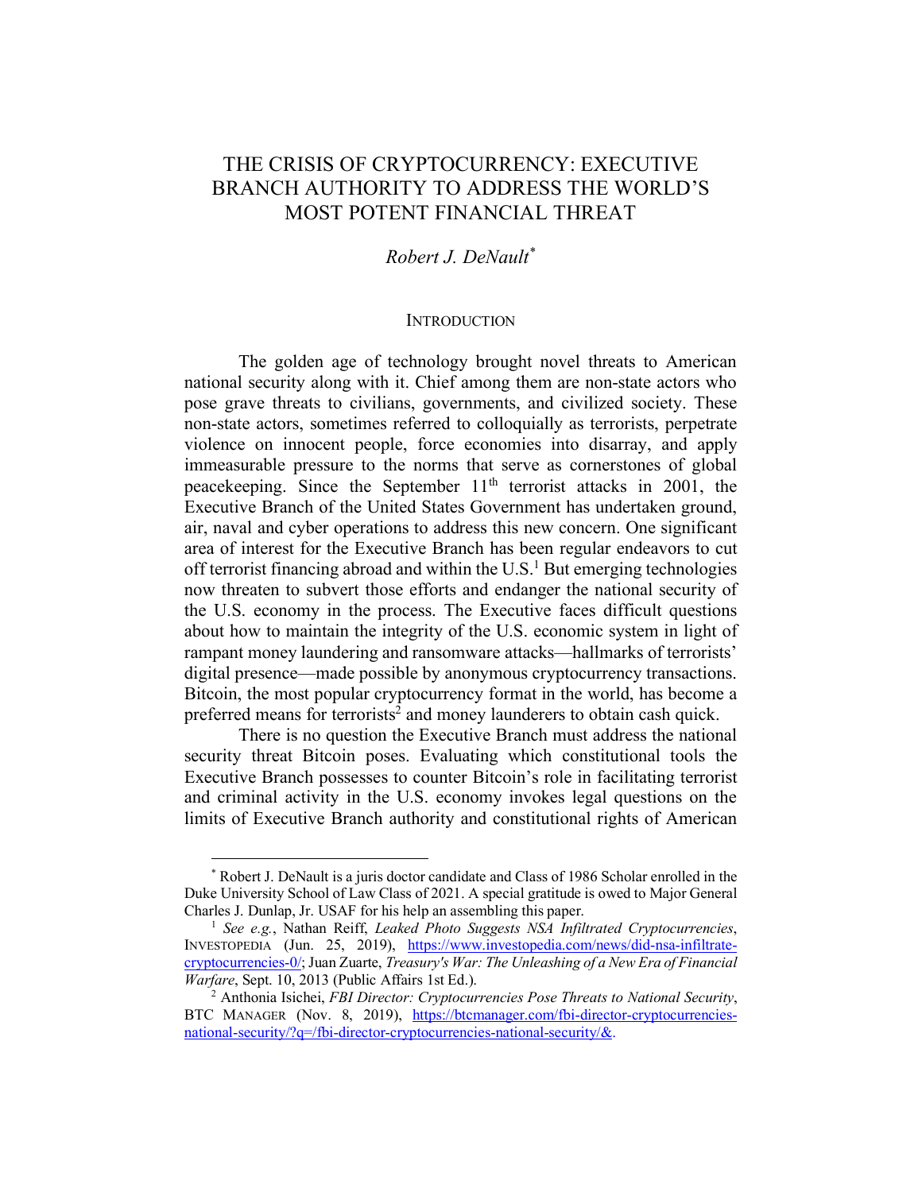# THE CRISIS OF CRYPTOCURRENCY: EXECUTIVE BRANCH AUTHORITY TO ADDRESS THE WORLD'S MOST POTENT FINANCIAL THREAT

*Robert J. DeNault*[*]

## INTRODUCTION

The golden age of technology brought novel threats to American national security along with it. Chief among them are non-state actors who pose grave threats to civilians, governments, and civilized society. These non-state actors, sometimes referred to colloquially as terrorists, perpetrate violence on innocent people, force economies into disarray, and apply immeasurable pressure to the norms that serve as cornerstones of global peacekeeping. Since the September 11th terrorist attacks in 2001, the Executive Branch of the United States Government has undertaken ground, air, naval and cyber operations to address this new concern. One significant area of interest for the Executive Branch has been regular endeavors to cut off terrorist financing abroad and within the U.S.[1] But emerging technologies now threaten to subvert those efforts and endanger the national security of the U.S. economy in the process. The Executive faces difficult questions about how to maintain the integrity of the U.S. economic system in light of rampant money laundering and ransomware attacks—hallmarks of terrorists' digital presence—made possible by anonymous cryptocurrency transactions. Bitcoin, the most popular cryptocurrency format in the world, has become a preferred means for terrorists[2] and money launderers to obtain cash quick.

There is no question the Executive Branch must address the national security threat Bitcoin poses. Evaluating which constitutional tools the Executive Branch possesses to counter Bitcoin's role in facilitating terrorist and criminal activity in the U.S. economy invokes legal questions on the limits of Executive Branch authority and constitutional rights of American

---

[*] Robert J. DeNault is a juris doctor candidate and Class of 1986 Scholar enrolled in the Duke University School of Law Class of 2021. A special gratitude is owed to Major General Charles J. Dunlap, Jr. USAF for his help an assembling this paper.

[1] *See e.g.*, Nathan Reiff, *Leaked Photo Suggests NSA Infiltrated Cryptocurrencies*, INVESTOPEDIA (Jun. 25, 2019), https://www.investopedia.com/news/did-nsa-infiltrate-cryptocurrencies-0/; Juan Zuarte, *Treasury's War: The Unleashing of a New Era of Financial Warfare*, Sept. 10, 2013 (Public Affairs 1st Ed.).

[2] Anthonia Isichei, *FBI Director: Cryptocurrencies Pose Threats to National Security*, BTC MANAGER (Nov. 8, 2019), https://btcmanager.com/fbi-director-cryptocurrencies-national-security/?q=/fbi-director-cryptocurrencies-national-security/&.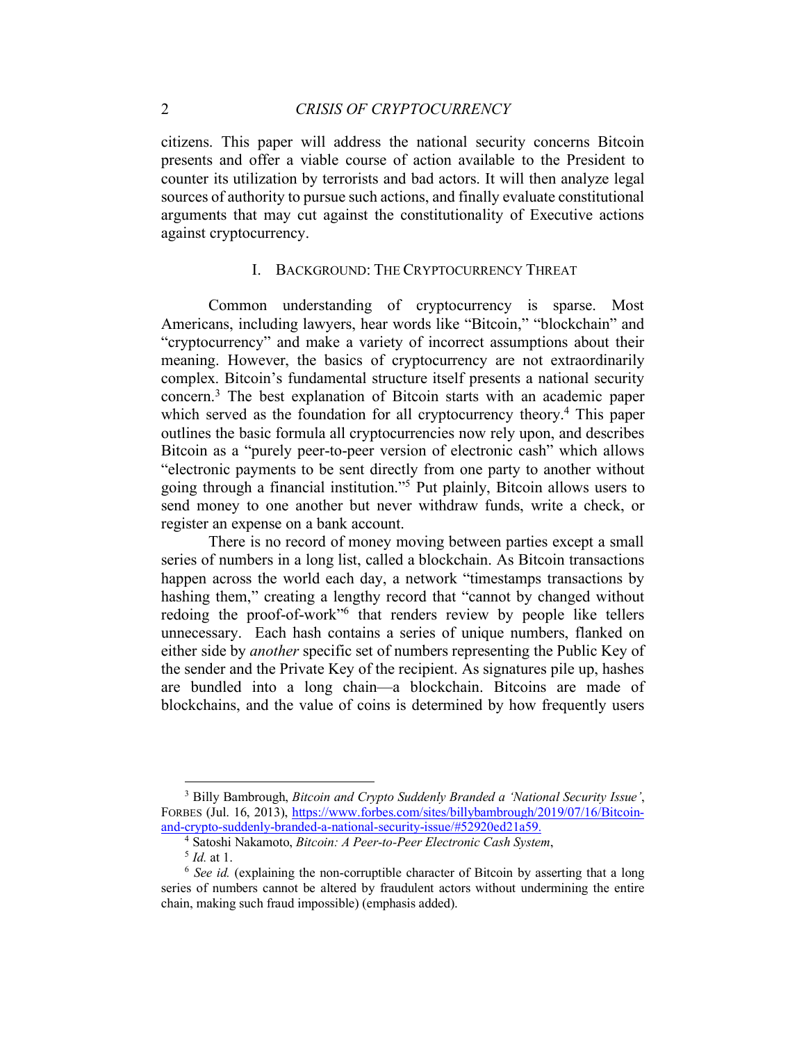citizens. This paper will address the national security concerns Bitcoin presents and offer a viable course of action available to the President to counter its utilization by terrorists and bad actors. It will then analyze legal sources of authority to pursue such actions, and finally evaluate constitutional arguments that may cut against the constitutionality of Executive actions against cryptocurrency.

## I. BACKGROUND: THE CRYPTOCURRENCY THREAT

Common understanding of cryptocurrency is sparse. Most Americans, including lawyers, hear words like "Bitcoin," "blockchain" and "cryptocurrency" and make a variety of incorrect assumptions about their meaning. However, the basics of cryptocurrency are not extraordinarily complex. Bitcoin's fundamental structure itself presents a national security concern.[3] The best explanation of Bitcoin starts with an academic paper which served as the foundation for all cryptocurrency theory.[4] This paper outlines the basic formula all cryptocurrencies now rely upon, and describes Bitcoin as a "purely peer-to-peer version of electronic cash" which allows "electronic payments to be sent directly from one party to another without going through a financial institution."[5] Put plainly, Bitcoin allows users to send money to one another but never withdraw funds, write a check, or register an expense on a bank account.

There is no record of money moving between parties except a small series of numbers in a long list, called a blockchain. As Bitcoin transactions happen across the world each day, a network "timestamps transactions by hashing them," creating a lengthy record that "cannot by changed without redoing the proof-of-work"[6] that renders review by people like tellers unnecessary. Each hash contains a series of unique numbers, flanked on either side by *another* specific set of numbers representing the Public Key of the sender and the Private Key of the recipient. As signatures pile up, hashes are bundled into a long chain—a blockchain. Bitcoins are made of blockchains, and the value of coins is determined by how frequently users

---

[3] Billy Bambrough, *Bitcoin and Crypto Suddenly Branded a 'National Security Issue'*, FORBES (Jul. 16, 2013), https://www.forbes.com/sites/billybambrough/2019/07/16/Bitcoin-and-crypto-suddenly-branded-a-national-security-issue/#52920ed21a59.

[4] Satoshi Nakamoto, *Bitcoin: A Peer-to-Peer Electronic Cash System*,

[5] *Id.* at 1.

[6] *See id.* (explaining the non-corruptible character of Bitcoin by asserting that a long series of numbers cannot be altered by fraudulent actors without undermining the entire chain, making such fraud impossible) (emphasis added).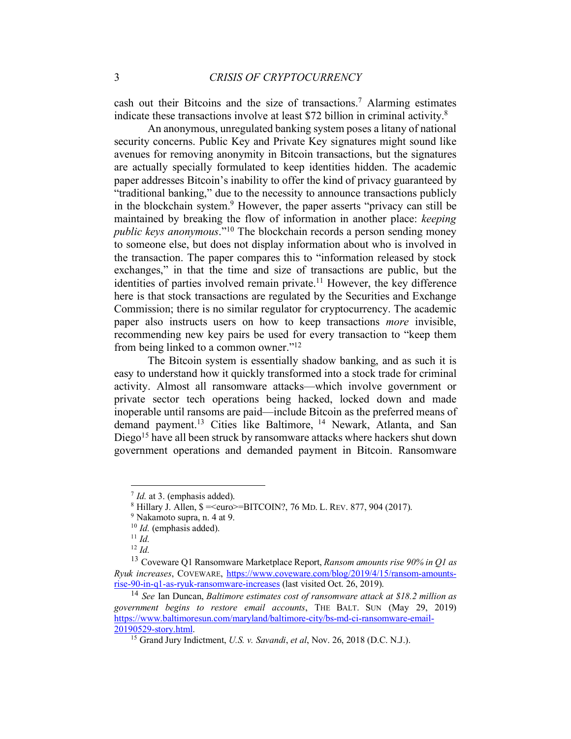cash out their Bitcoins and the size of transactions.[7] Alarming estimates indicate these transactions involve at least $72 billion in criminal activity.[8]

An anonymous, unregulated banking system poses a litany of national security concerns. Public Key and Private Key signatures might sound like avenues for removing anonymity in Bitcoin transactions, but the signatures are actually specially formulated to keep identities hidden. The academic paper addresses Bitcoin's inability to offer the kind of privacy guaranteed by "traditional banking," due to the necessity to announce transactions publicly in the blockchain system.[9] However, the paper asserts "privacy can still be maintained by breaking the flow of information in another place: *keeping public keys anonymous*."[10] The blockchain records a person sending money to someone else, but does not display information about who is involved in the transaction. The paper compares this to "information released by stock exchanges," in that the time and size of transactions are public, but the identities of parties involved remain private.[11] However, the key difference here is that stock transactions are regulated by the Securities and Exchange Commission; there is no similar regulator for cryptocurrency. The academic paper also instructs users on how to keep transactions *more* invisible, recommending new key pairs be used for every transaction to "keep them from being linked to a common owner."[12]

The Bitcoin system is essentially shadow banking, and as such it is easy to understand how it quickly transformed into a stock trade for criminal activity. Almost all ransomware attacks—which involve government or private sector tech operations being hacked, locked down and made inoperable until ransoms are paid—include Bitcoin as the preferred means of demand payment.[13] Cities like Baltimore,[14] Newark, Atlanta, and San Diego[15] have all been struck by ransomware attacks where hackers shut down government operations and demanded payment in Bitcoin. Ransomware

---

[7] *Id.* at 3. (emphasis added).

[8] Hillary J. Allen, $ =<euro>=BITCOIN?, 76 MD. L. REV. 877, 904 (2017).

[9] Nakamoto supra, n. 4 at 9.

[10] *Id.* (emphasis added).

[11] *Id.*

[12] *Id.*

[13] Coveware Q1 Ransomware Marketplace Report, *Ransom amounts rise 90% in Q1 as Ryuk increases*, COVEWARE, https://www.coveware.com/blog/2019/4/15/ransom-amounts-rise-90-in-q1-as-ryuk-ransomware-increases (last visited Oct. 26, 2019).

[14] *See* Ian Duncan, *Baltimore estimates cost of ransomware attack at $18.2 million as government begins to restore email accounts*, THE BALT. SUN (May 29, 2019) https://www.baltimoresun.com/maryland/baltimore-city/bs-md-ci-ransomware-email-20190529-story.html.

[15] Grand Jury Indictment, *U.S. v. Savandi*, *et al*, Nov. 26, 2018 (D.C. N.J.).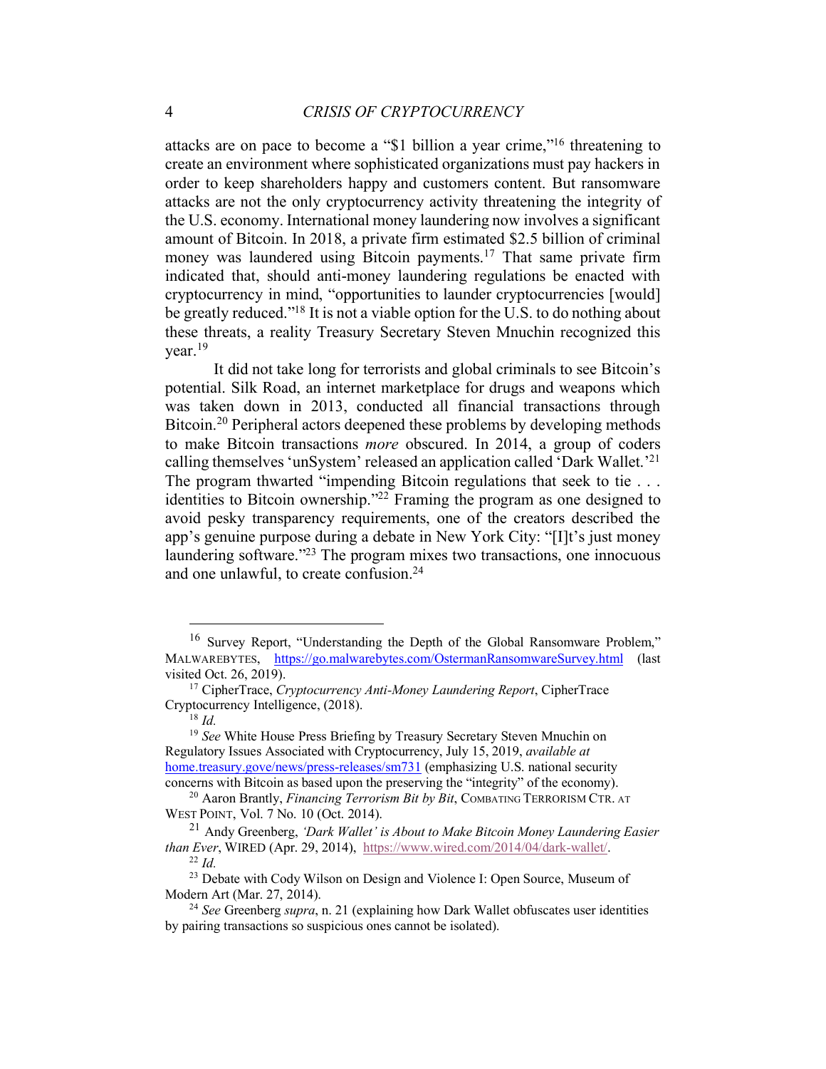attacks are on pace to become a "$1 billion a year crime,"[16] threatening to create an environment where sophisticated organizations must pay hackers in order to keep shareholders happy and customers content. But ransomware attacks are not the only cryptocurrency activity threatening the integrity of the U.S. economy. International money laundering now involves a significant amount of Bitcoin. In 2018, a private firm estimated $2.5 billion of criminal money was laundered using Bitcoin payments.[17] That same private firm indicated that, should anti-money laundering regulations be enacted with cryptocurrency in mind, "opportunities to launder cryptocurrencies [would] be greatly reduced."[18] It is not a viable option for the U.S. to do nothing about these threats, a reality Treasury Secretary Steven Mnuchin recognized this year.[19]

It did not take long for terrorists and global criminals to see Bitcoin's potential. Silk Road, an internet marketplace for drugs and weapons which was taken down in 2013, conducted all financial transactions through Bitcoin.[20] Peripheral actors deepened these problems by developing methods to make Bitcoin transactions *more* obscured. In 2014, a group of coders calling themselves 'unSystem' released an application called 'Dark Wallet.'[21] The program thwarted "impending Bitcoin regulations that seek to tie . . . identities to Bitcoin ownership."[22] Framing the program as one designed to avoid pesky transparency requirements, one of the creators described the app's genuine purpose during a debate in New York City: "[I]t's just money laundering software."[23] The program mixes two transactions, one innocuous and one unlawful, to create confusion.[24]

---

[16] Survey Report, "Understanding the Depth of the Global Ransomware Problem," MALWAREBYTES, https://go.malwarebytes.com/OstermanRansomwareSurvey.html (last visited Oct. 26, 2019).

[17] CipherTrace, *Cryptocurrency Anti-Money Laundering Report*, CipherTrace Cryptocurrency Intelligence, (2018).

[18] *Id.*

[19] *See* White House Press Briefing by Treasury Secretary Steven Mnuchin on Regulatory Issues Associated with Cryptocurrency, July 15, 2019, *available at* home.treasury.gove/news/press-releases/sm731 (emphasizing U.S. national security concerns with Bitcoin as based upon the preserving the "integrity" of the economy).

[20] Aaron Brantly, *Financing Terrorism Bit by Bit*, COMBATING TERRORISM CTR. AT WEST POINT, Vol. 7 No. 10 (Oct. 2014).

[21] Andy Greenberg, *'Dark Wallet' is About to Make Bitcoin Money Laundering Easier than Ever*, WIRED (Apr. 29, 2014), https://www.wired.com/2014/04/dark-wallet/.

[22] *Id.*

[23] Debate with Cody Wilson on Design and Violence I: Open Source, Museum of Modern Art (Mar. 27, 2014).

[24] *See* Greenberg *supra*, n. 21 (explaining how Dark Wallet obfuscates user identities by pairing transactions so suspicious ones cannot be isolated).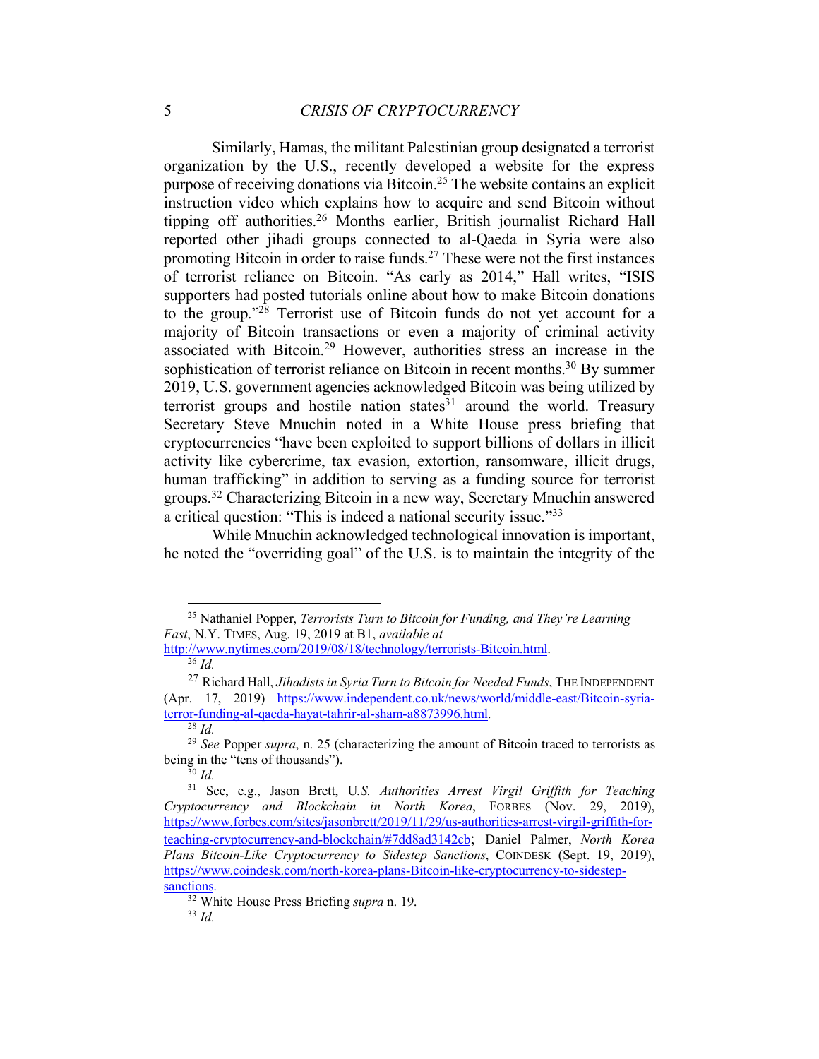Similarly, Hamas, the militant Palestinian group designated a terrorist organization by the U.S., recently developed a website for the express purpose of receiving donations via Bitcoin.[25] The website contains an explicit instruction video which explains how to acquire and send Bitcoin without tipping off authorities.[26] Months earlier, British journalist Richard Hall reported other jihadi groups connected to al-Qaeda in Syria were also promoting Bitcoin in order to raise funds.[27] These were not the first instances of terrorist reliance on Bitcoin. "As early as 2014," Hall writes, "ISIS supporters had posted tutorials online about how to make Bitcoin donations to the group."[28] Terrorist use of Bitcoin funds do not yet account for a majority of Bitcoin transactions or even a majority of criminal activity associated with Bitcoin.[29] However, authorities stress an increase in the sophistication of terrorist reliance on Bitcoin in recent months.[30] By summer 2019, U.S. government agencies acknowledged Bitcoin was being utilized by terrorist groups and hostile nation states[31] around the world. Treasury Secretary Steve Mnuchin noted in a White House press briefing that cryptocurrencies "have been exploited to support billions of dollars in illicit activity like cybercrime, tax evasion, extortion, ransomware, illicit drugs, human trafficking" in addition to serving as a funding source for terrorist groups.[32] Characterizing Bitcoin in a new way, Secretary Mnuchin answered a critical question: "This is indeed a national security issue."[33]

While Mnuchin acknowledged technological innovation is important, he noted the "overriding goal" of the U.S. is to maintain the integrity of the

---

[25] Nathaniel Popper, *Terrorists Turn to Bitcoin for Funding, and They're Learning Fast*, N.Y. TIMES, Aug. 19, 2019 at B1, *available at* http://www.nytimes.com/2019/08/18/technology/terrorists-Bitcoin.html.

[26] *Id.*

[27] Richard Hall, *Jihadists in Syria Turn to Bitcoin for Needed Funds*, THE INDEPENDENT (Apr. 17, 2019) https://www.independent.co.uk/news/world/middle-east/Bitcoin-syria-terror-funding-al-qaeda-hayat-tahrir-al-sham-a8873996.html.

[28] *Id.*

[29] *See* Popper *supra*, n. 25 (characterizing the amount of Bitcoin traced to terrorists as being in the "tens of thousands").

[30] *Id.*

[31] See, e.g., Jason Brett, *U.S. Authorities Arrest Virgil Griffith for Teaching Cryptocurrency and Blockchain in North Korea*, FORBES (Nov. 29, 2019), https://www.forbes.com/sites/jasonbrett/2019/11/29/us-authorities-arrest-virgil-griffith-for-teaching-cryptocurrency-and-blockchain/#7dd8ad3142cb; Daniel Palmer, *North Korea Plans Bitcoin-Like Cryptocurrency to Sidestep Sanctions*, COINDESK (Sept. 19, 2019), https://www.coindesk.com/north-korea-plans-Bitcoin-like-cryptocurrency-to-sidestep-sanctions.

[32] White House Press Briefing *supra* n. 19.

[33] *Id.*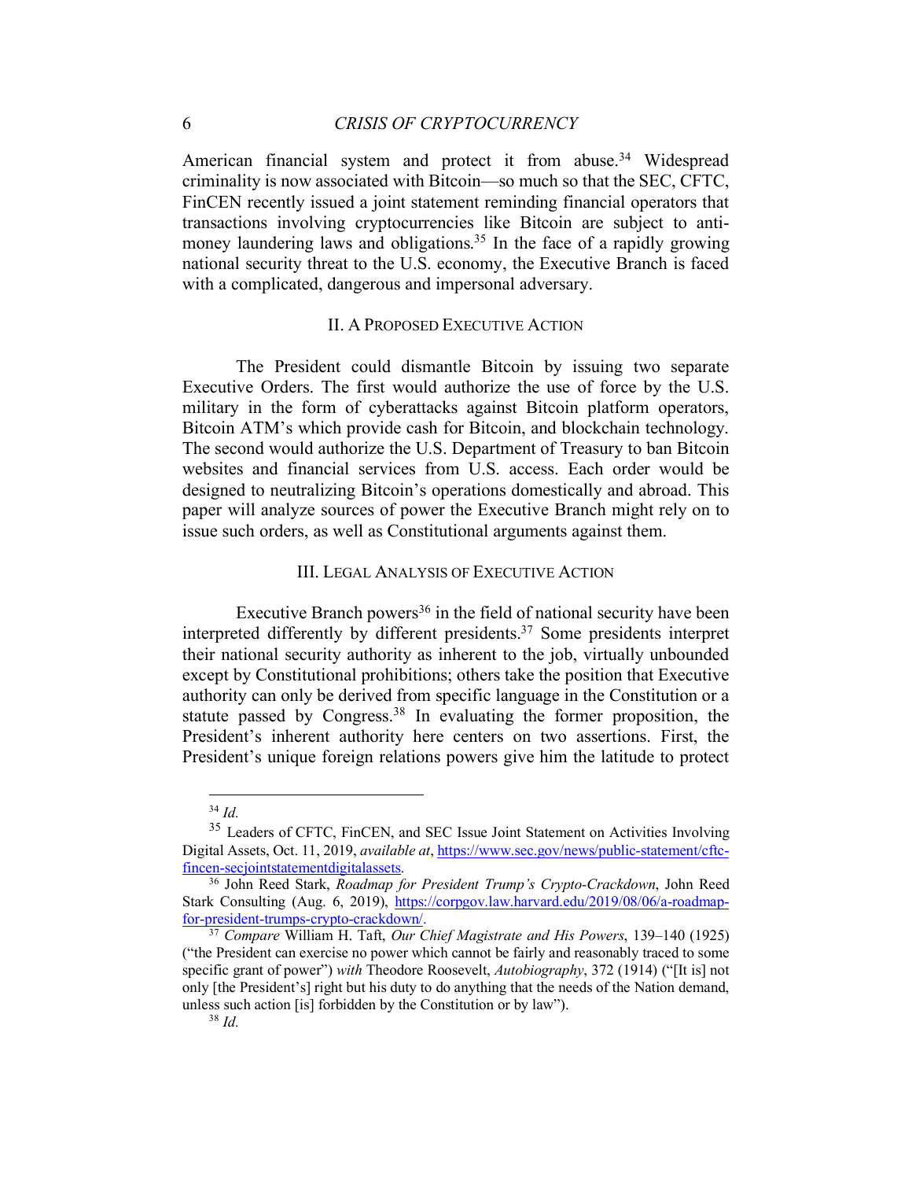American financial system and protect it from abuse.[34] Widespread criminality is now associated with Bitcoin—so much so that the SEC, CFTC, FinCEN recently issued a joint statement reminding financial operators that transactions involving cryptocurrencies like Bitcoin are subject to anti-money laundering laws and obligations.[35] In the face of a rapidly growing national security threat to the U.S. economy, the Executive Branch is faced with a complicated, dangerous and impersonal adversary.

## II. A Proposed Executive Action

The President could dismantle Bitcoin by issuing two separate Executive Orders. The first would authorize the use of force by the U.S. military in the form of cyberattacks against Bitcoin platform operators, Bitcoin ATM's which provide cash for Bitcoin, and blockchain technology. The second would authorize the U.S. Department of Treasury to ban Bitcoin websites and financial services from U.S. access. Each order would be designed to neutralizing Bitcoin's operations domestically and abroad. This paper will analyze sources of power the Executive Branch might rely on to issue such orders, as well as Constitutional arguments against them.

## III. Legal Analysis of Executive Action

Executive Branch powers[36] in the field of national security have been interpreted differently by different presidents.[37] Some presidents interpret their national security authority as inherent to the job, virtually unbounded except by Constitutional prohibitions; others take the position that Executive authority can only be derived from specific language in the Constitution or a statute passed by Congress.[38] In evaluating the former proposition, the President's inherent authority here centers on two assertions. First, the President's unique foreign relations powers give him the latitude to protect

---

[34] *Id.*

[35] Leaders of CFTC, FinCEN, and SEC Issue Joint Statement on Activities Involving Digital Assets, Oct. 11, 2019, *available at*, https://www.sec.gov/news/public-statement/cftc-fincen-secjointstatementdigitalassets.

[36] John Reed Stark, *Roadmap for President Trump's Crypto-Crackdown*, John Reed Stark Consulting (Aug. 6, 2019), https://corpgov.law.harvard.edu/2019/08/06/a-roadmap-for-president-trumps-crypto-crackdown/.

[37] *Compare* William H. Taft, *Our Chief Magistrate and His Powers*, 139–140 (1925) ("the President can exercise no power which cannot be fairly and reasonably traced to some specific grant of power") *with* Theodore Roosevelt, *Autobiography*, 372 (1914) ("[It is] not only [the President's] right but his duty to do anything that the needs of the Nation demand, unless such action [is] forbidden by the Constitution or by law").

[38] *Id.*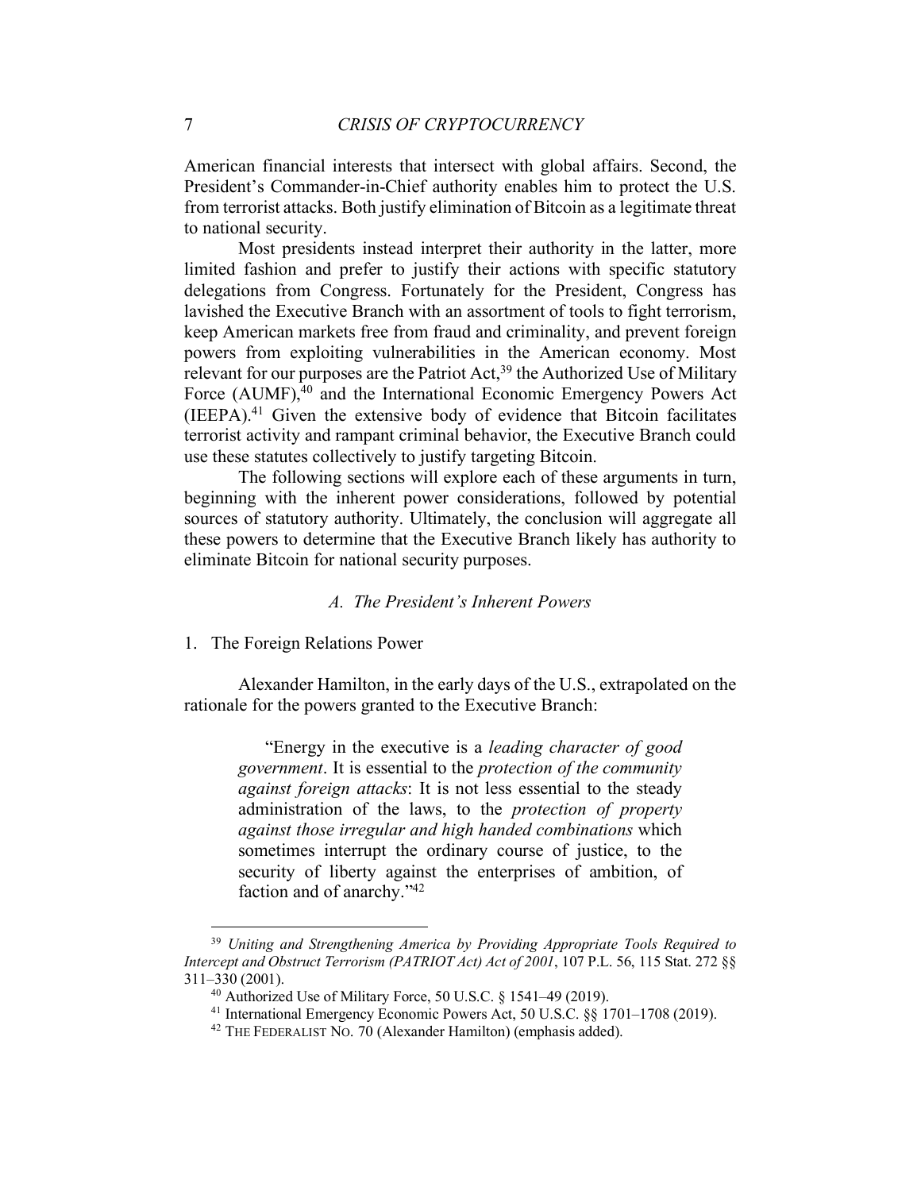American financial interests that intersect with global affairs. Second, the President's Commander-in-Chief authority enables him to protect the U.S. from terrorist attacks. Both justify elimination of Bitcoin as a legitimate threat to national security.

Most presidents instead interpret their authority in the latter, more limited fashion and prefer to justify their actions with specific statutory delegations from Congress. Fortunately for the President, Congress has lavished the Executive Branch with an assortment of tools to fight terrorism, keep American markets free from fraud and criminality, and prevent foreign powers from exploiting vulnerabilities in the American economy. Most relevant for our purposes are the Patriot Act,[39] the Authorized Use of Military Force (AUMF),[40] and the International Economic Emergency Powers Act (IEEPA).[41] Given the extensive body of evidence that Bitcoin facilitates terrorist activity and rampant criminal behavior, the Executive Branch could use these statutes collectively to justify targeting Bitcoin.

The following sections will explore each of these arguments in turn, beginning with the inherent power considerations, followed by potential sources of statutory authority. Ultimately, the conclusion will aggregate all these powers to determine that the Executive Branch likely has authority to eliminate Bitcoin for national security purposes.

### *A. The President's Inherent Powers*

#### 1. The Foreign Relations Power

Alexander Hamilton, in the early days of the U.S., extrapolated on the rationale for the powers granted to the Executive Branch:

> "Energy in the executive is a *leading character of good government*. It is essential to the *protection of the community against foreign attacks*: It is not less essential to the steady administration of the laws, to the *protection of property against those irregular and high handed combinations* which sometimes interrupt the ordinary course of justice, to the security of liberty against the enterprises of ambition, of faction and of anarchy."[42]

---

[39] *Uniting and Strengthening America by Providing Appropriate Tools Required to Intercept and Obstruct Terrorism (PATRIOT Act) Act of 2001*, 107 P.L. 56, 115 Stat. 272 §§ 311–330 (2001).

[40] Authorized Use of Military Force, 50 U.S.C. § 1541–49 (2019).

[41] International Emergency Economic Powers Act, 50 U.S.C. §§ 1701–1708 (2019).

[42] THE FEDERALIST NO. 70 (Alexander Hamilton) (emphasis added).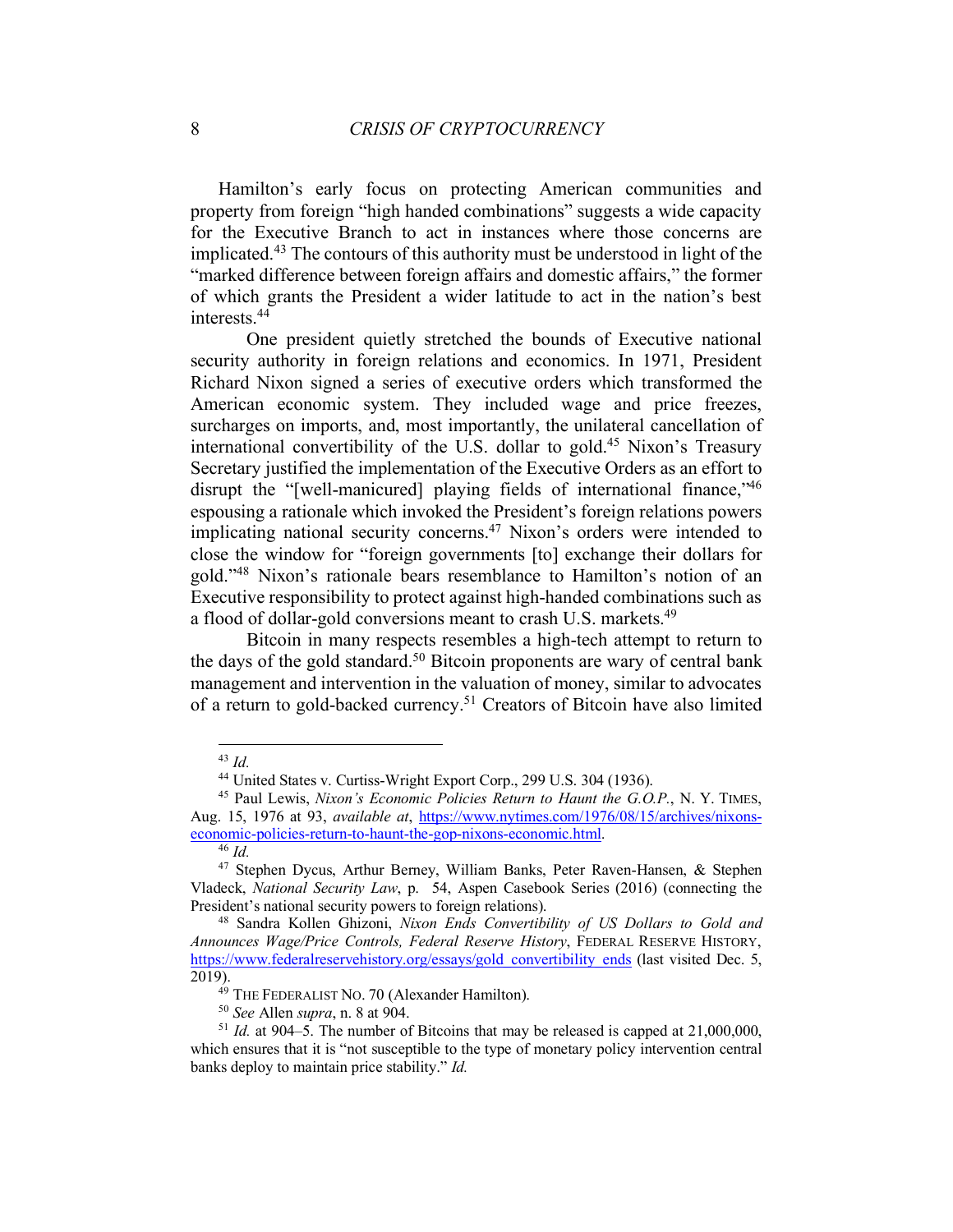Hamilton's early focus on protecting American communities and property from foreign "high handed combinations" suggests a wide capacity for the Executive Branch to act in instances where those concerns are implicated.[43] The contours of this authority must be understood in light of the "marked difference between foreign affairs and domestic affairs," the former of which grants the President a wider latitude to act in the nation's best interests.[44]

One president quietly stretched the bounds of Executive national security authority in foreign relations and economics. In 1971, President Richard Nixon signed a series of executive orders which transformed the American economic system. They included wage and price freezes, surcharges on imports, and, most importantly, the unilateral cancellation of international convertibility of the U.S. dollar to gold.[45] Nixon's Treasury Secretary justified the implementation of the Executive Orders as an effort to disrupt the "[well-manicured] playing fields of international finance,"[46] espousing a rationale which invoked the President's foreign relations powers implicating national security concerns.[47] Nixon's orders were intended to close the window for "foreign governments [to] exchange their dollars for gold."[48] Nixon's rationale bears resemblance to Hamilton's notion of an Executive responsibility to protect against high-handed combinations such as a flood of dollar-gold conversions meant to crash U.S. markets.[49]

Bitcoin in many respects resembles a high-tech attempt to return to the days of the gold standard.[50] Bitcoin proponents are wary of central bank management and intervention in the valuation of money, similar to advocates of a return to gold-backed currency.[51] Creators of Bitcoin have also limited

---

[43] *Id.*

[44] United States v. Curtiss-Wright Export Corp., 299 U.S. 304 (1936).

[45] Paul Lewis, *Nixon's Economic Policies Return to Haunt the G.O.P.*, N. Y. TIMES, Aug. 15, 1976 at 93, *available at*, https://www.nytimes.com/1976/08/15/archives/nixons-economic-policies-return-to-haunt-the-gop-nixons-economic.html.

[46] *Id.*

[47] Stephen Dycus, Arthur Berney, William Banks, Peter Raven-Hansen, & Stephen Vladeck, *National Security Law*, p. 54, Aspen Casebook Series (2016) (connecting the President's national security powers to foreign relations).

[48] Sandra Kollen Ghizoni, *Nixon Ends Convertibility of US Dollars to Gold and Announces Wage/Price Controls, Federal Reserve History*, FEDERAL RESERVE HISTORY, https://www.federalreservehistory.org/essays/gold_convertibility_ends (last visited Dec. 5, 2019).

[49] THE FEDERALIST NO. 70 (Alexander Hamilton).

[50] *See* Allen *supra*, n. 8 at 904.

[51] *Id.* at 904–5. The number of Bitcoins that may be released is capped at 21,000,000, which ensures that it is "not susceptible to the type of monetary policy intervention central banks deploy to maintain price stability." *Id.*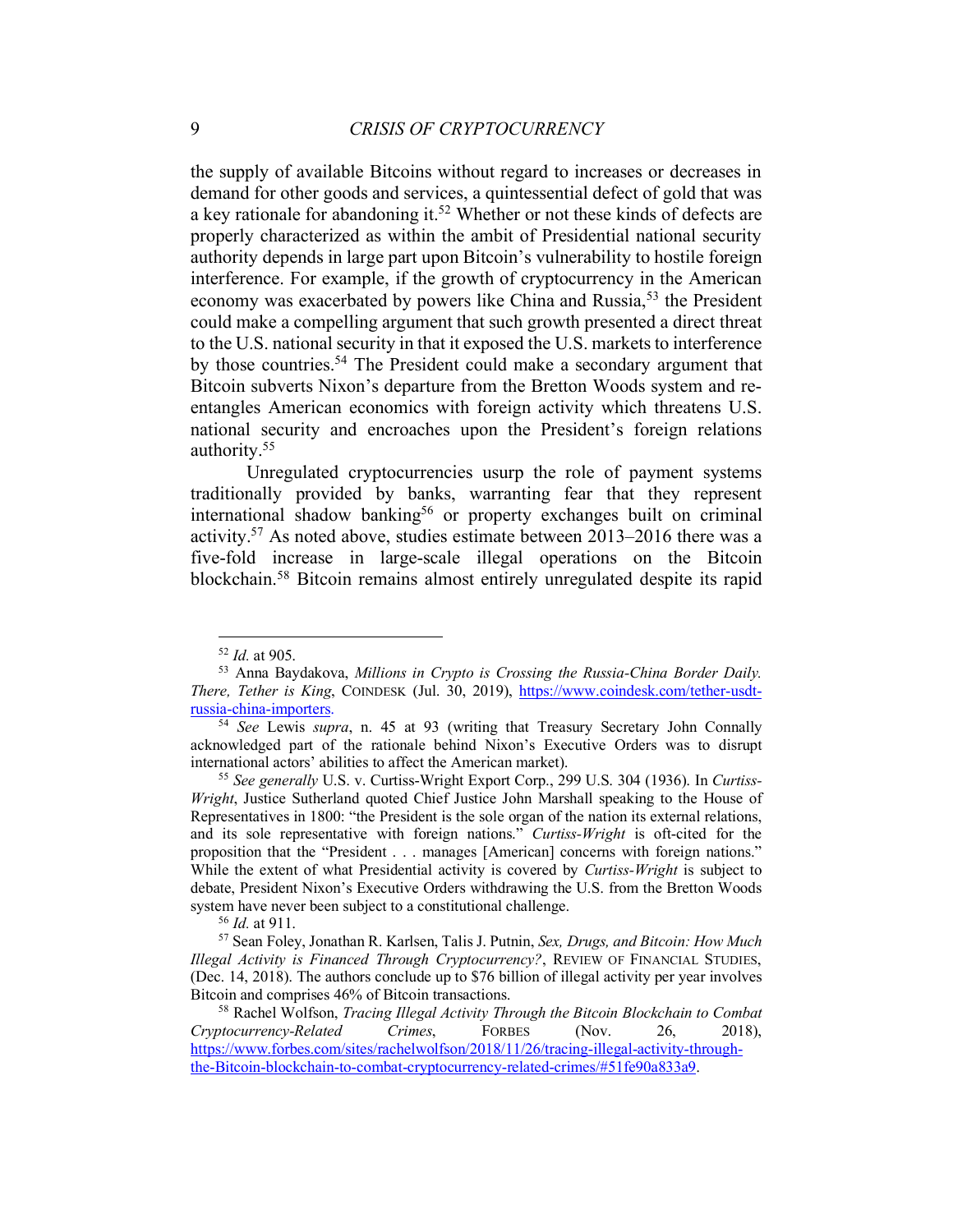the supply of available Bitcoins without regard to increases or decreases in demand for other goods and services, a quintessential defect of gold that was a key rationale for abandoning it.[52] Whether or not these kinds of defects are properly characterized as within the ambit of Presidential national security authority depends in large part upon Bitcoin's vulnerability to hostile foreign interference. For example, if the growth of cryptocurrency in the American economy was exacerbated by powers like China and Russia,[53] the President could make a compelling argument that such growth presented a direct threat to the U.S. national security in that it exposed the U.S. markets to interference by those countries.[54] The President could make a secondary argument that Bitcoin subverts Nixon's departure from the Bretton Woods system and re-entangles American economics with foreign activity which threatens U.S. national security and encroaches upon the President's foreign relations authority.[55]

Unregulated cryptocurrencies usurp the role of payment systems traditionally provided by banks, warranting fear that they represent international shadow banking[56] or property exchanges built on criminal activity.[57] As noted above, studies estimate between 2013–2016 there was a five-fold increase in large-scale illegal operations on the Bitcoin blockchain.[58] Bitcoin remains almost entirely unregulated despite its rapid

---

[52] *Id.* at 905.

[53] Anna Baydakova, *Millions in Crypto is Crossing the Russia-China Border Daily. There, Tether is King*, COINDESK (Jul. 30, 2019), https://www.coindesk.com/tether-usdt-russia-china-importers.

[54] *See* Lewis *supra*, n. 45 at 93 (writing that Treasury Secretary John Connally acknowledged part of the rationale behind Nixon's Executive Orders was to disrupt international actors' abilities to affect the American market).

[55] *See generally* U.S. v. Curtiss-Wright Export Corp., 299 U.S. 304 (1936). In *Curtiss-Wright*, Justice Sutherland quoted Chief Justice John Marshall speaking to the House of Representatives in 1800: "the President is the sole organ of the nation its external relations, and its sole representative with foreign nations." *Curtiss-Wright* is oft-cited for the proposition that the "President . . . manages [American] concerns with foreign nations." While the extent of what Presidential activity is covered by *Curtiss-Wright* is subject to debate, President Nixon's Executive Orders withdrawing the U.S. from the Bretton Woods system have never been subject to a constitutional challenge.

[56] *Id.* at 911.

[57] Sean Foley, Jonathan R. Karlsen, Talis J. Putnin, *Sex, Drugs, and Bitcoin: How Much Illegal Activity is Financed Through Cryptocurrency?*, REVIEW OF FINANCIAL STUDIES, (Dec. 14, 2018). The authors conclude up to $76 billion of illegal activity per year involves Bitcoin and comprises 46% of Bitcoin transactions.

[58] Rachel Wolfson, *Tracing Illegal Activity Through the Bitcoin Blockchain to Combat Cryptocurrency-Related Crimes*, FORBES (Nov. 26, 2018), https://www.forbes.com/sites/rachelwolfson/2018/11/26/tracing-illegal-activity-through-the-Bitcoin-blockchain-to-combat-cryptocurrency-related-crimes/#51fe90a833a9.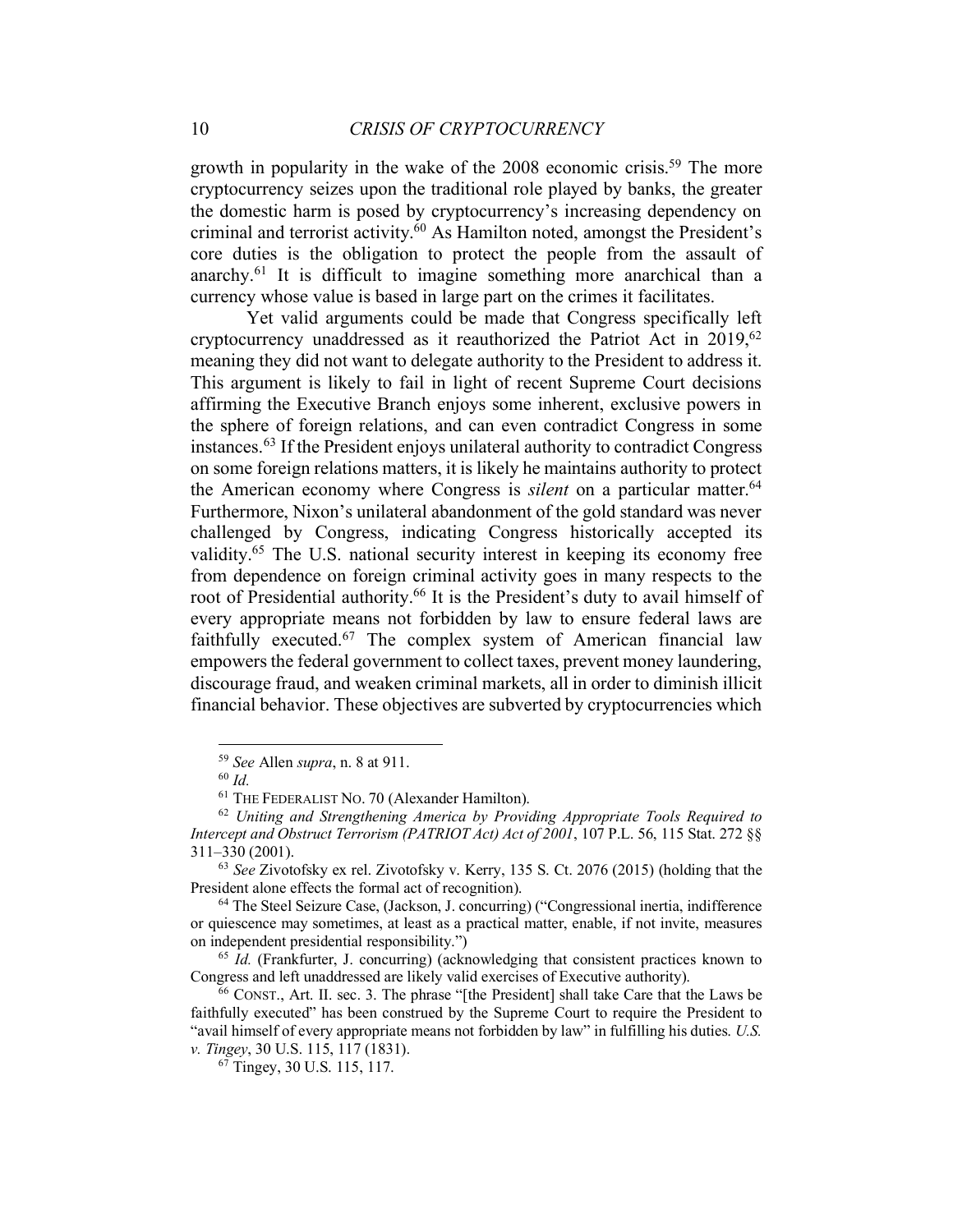growth in popularity in the wake of the 2008 economic crisis.[59] The more cryptocurrency seizes upon the traditional role played by banks, the greater the domestic harm is posed by cryptocurrency's increasing dependency on criminal and terrorist activity.[60] As Hamilton noted, amongst the President's core duties is the obligation to protect the people from the assault of anarchy.[61] It is difficult to imagine something more anarchical than a currency whose value is based in large part on the crimes it facilitates.

Yet valid arguments could be made that Congress specifically left cryptocurrency unaddressed as it reauthorized the Patriot Act in 2019,[62] meaning they did not want to delegate authority to the President to address it. This argument is likely to fail in light of recent Supreme Court decisions affirming the Executive Branch enjoys some inherent, exclusive powers in the sphere of foreign relations, and can even contradict Congress in some instances.[63] If the President enjoys unilateral authority to contradict Congress on some foreign relations matters, it is likely he maintains authority to protect the American economy where Congress is *silent* on a particular matter.[64] Furthermore, Nixon's unilateral abandonment of the gold standard was never challenged by Congress, indicating Congress historically accepted its validity.[65] The U.S. national security interest in keeping its economy free from dependence on foreign criminal activity goes in many respects to the root of Presidential authority.[66] It is the President's duty to avail himself of every appropriate means not forbidden by law to ensure federal laws are faithfully executed.[67] The complex system of American financial law empowers the federal government to collect taxes, prevent money laundering, discourage fraud, and weaken criminal markets, all in order to diminish illicit financial behavior. These objectives are subverted by cryptocurrencies which

---

[59] *See* Allen *supra*, n. 8 at 911.

[60] *Id.*

[61] THE FEDERALIST NO. 70 (Alexander Hamilton).

[62] *Uniting and Strengthening America by Providing Appropriate Tools Required to Intercept and Obstruct Terrorism (PATRIOT Act) Act of 2001*, 107 P.L. 56, 115 Stat. 272 §§ 311–330 (2001).

[63] *See* Zivotofsky ex rel. Zivotofsky v. Kerry, 135 S. Ct. 2076 (2015) (holding that the President alone effects the formal act of recognition).

[64] The Steel Seizure Case, (Jackson, J. concurring) ("Congressional inertia, indifference or quiescence may sometimes, at least as a practical matter, enable, if not invite, measures on independent presidential responsibility.")

[65] *Id.* (Frankfurter, J. concurring) (acknowledging that consistent practices known to Congress and left unaddressed are likely valid exercises of Executive authority).

[66] CONST., Art. II. sec. 3. The phrase "[the President] shall take Care that the Laws be faithfully executed" has been construed by the Supreme Court to require the President to "avail himself of every appropriate means not forbidden by law" in fulfilling his duties. *U.S. v. Tingey*, 30 U.S. 115, 117 (1831).

[67] Tingey, 30 U.S. 115, 117.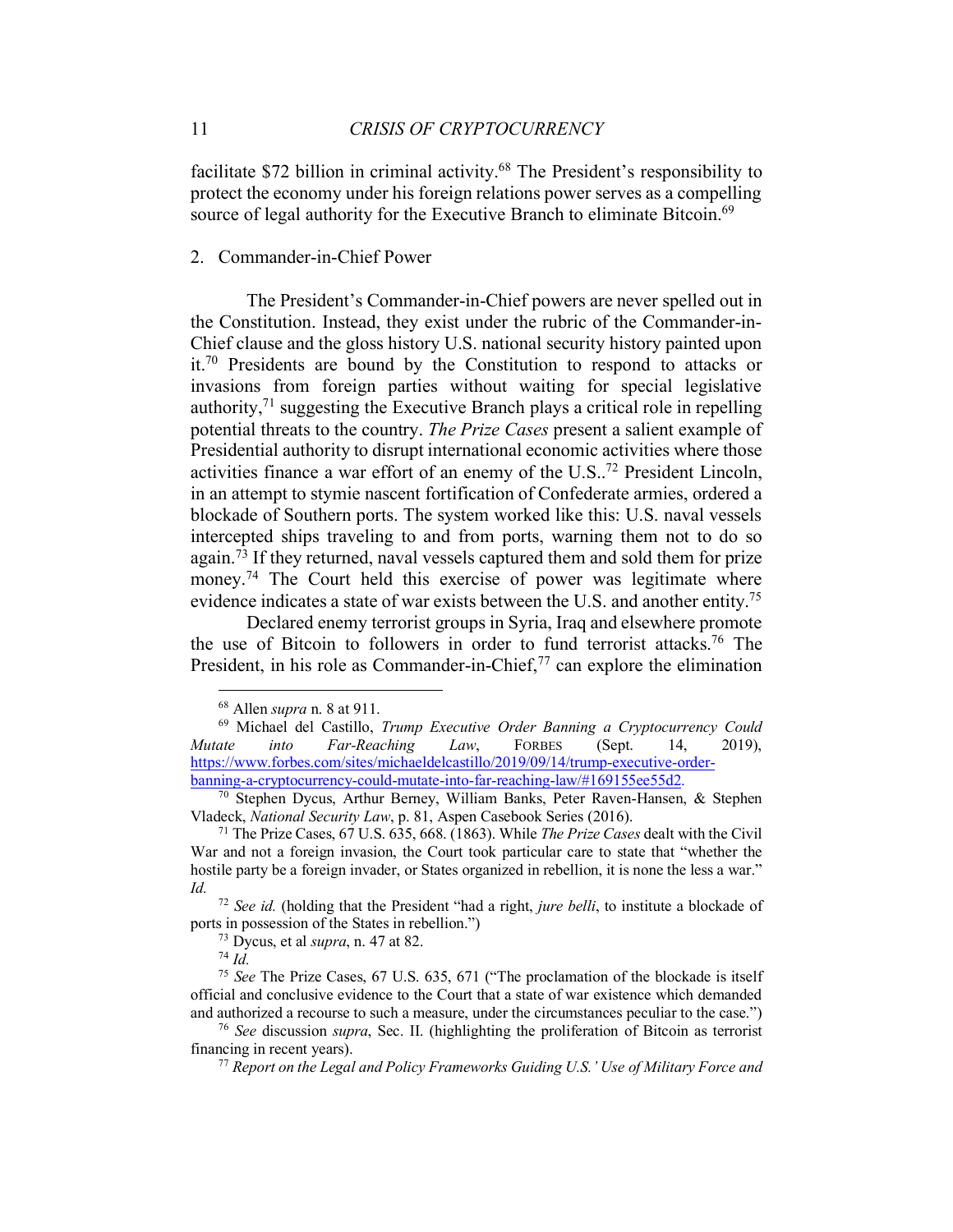facilitate $72 billion in criminal activity.[68] The President's responsibility to protect the economy under his foreign relations power serves as a compelling source of legal authority for the Executive Branch to eliminate Bitcoin.[69]

2. Commander-in-Chief Power

The President's Commander-in-Chief powers are never spelled out in the Constitution. Instead, they exist under the rubric of the Commander-in-Chief clause and the gloss history U.S. national security history painted upon it.[70] Presidents are bound by the Constitution to respond to attacks or invasions from foreign parties without waiting for special legislative authority,[71] suggesting the Executive Branch plays a critical role in repelling potential threats to the country. *The Prize Cases* present a salient example of Presidential authority to disrupt international economic activities where those activities finance a war effort of an enemy of the U.S..[72] President Lincoln, in an attempt to stymie nascent fortification of Confederate armies, ordered a blockade of Southern ports. The system worked like this: U.S. naval vessels intercepted ships traveling to and from ports, warning them not to do so again.[73] If they returned, naval vessels captured them and sold them for prize money.[74] The Court held this exercise of power was legitimate where evidence indicates a state of war exists between the U.S. and another entity.[75]

Declared enemy terrorist groups in Syria, Iraq and elsewhere promote the use of Bitcoin to followers in order to fund terrorist attacks.[76] The President, in his role as Commander-in-Chief,[77] can explore the elimination

---

[68] Allen *supra* n. 8 at 911.

[69] Michael del Castillo, *Trump Executive Order Banning a Cryptocurrency Could Mutate into Far-Reaching Law*, FORBES (Sept. 14, 2019), https://www.forbes.com/sites/michaeldelcastillo/2019/09/14/trump-executive-order-banning-a-cryptocurrency-could-mutate-into-far-reaching-law/#169155ee55d2.

[70] Stephen Dycus, Arthur Berney, William Banks, Peter Raven-Hansen, & Stephen Vladeck, *National Security Law*, p. 81, Aspen Casebook Series (2016).

[71] The Prize Cases, 67 U.S. 635, 668. (1863). While *The Prize Cases* dealt with the Civil War and not a foreign invasion, the Court took particular care to state that "whether the hostile party be a foreign invader, or States organized in rebellion, it is none the less a war." *Id.*

[72] *See id.* (holding that the President "had a right, *jure belli*, to institute a blockade of ports in possession of the States in rebellion.")

[73] Dycus, et al *supra*, n. 47 at 82.

[74] *Id.*

[75] *See* The Prize Cases, 67 U.S. 635, 671 ("The proclamation of the blockade is itself official and conclusive evidence to the Court that a state of war existence which demanded and authorized a recourse to such a measure, under the circumstances peculiar to the case.")

[76] *See* discussion *supra*, Sec. II. (highlighting the proliferation of Bitcoin as terrorist financing in recent years).

[77] *Report on the Legal and Policy Frameworks Guiding U.S.' Use of Military Force and*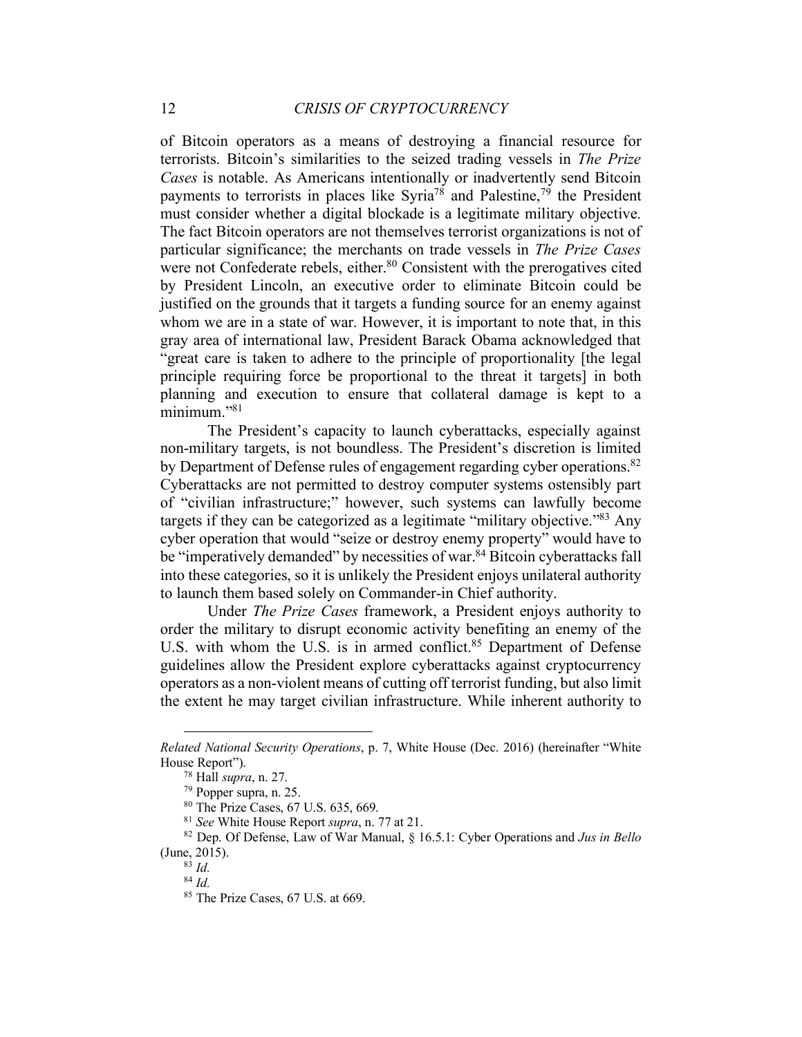of Bitcoin operators as a means of destroying a financial resource for terrorists. Bitcoin's similarities to the seized trading vessels in *The Prize Cases* is notable. As Americans intentionally or inadvertently send Bitcoin payments to terrorists in places like Syria[78] and Palestine,[79] the President must consider whether a digital blockade is a legitimate military objective. The fact Bitcoin operators are not themselves terrorist organizations is not of particular significance; the merchants on trade vessels in *The Prize Cases* were not Confederate rebels, either.[80] Consistent with the prerogatives cited by President Lincoln, an executive order to eliminate Bitcoin could be justified on the grounds that it targets a funding source for an enemy against whom we are in a state of war. However, it is important to note that, in this gray area of international law, President Barack Obama acknowledged that "great care is taken to adhere to the principle of proportionality [the legal principle requiring force be proportional to the threat it targets] in both planning and execution to ensure that collateral damage is kept to a minimum."[81]

The President's capacity to launch cyberattacks, especially against non-military targets, is not boundless. The President's discretion is limited by Department of Defense rules of engagement regarding cyber operations.[82] Cyberattacks are not permitted to destroy computer systems ostensibly part of "civilian infrastructure;" however, such systems can lawfully become targets if they can be categorized as a legitimate "military objective."[83] Any cyber operation that would "seize or destroy enemy property" would have to be "imperatively demanded" by necessities of war.[84] Bitcoin cyberattacks fall into these categories, so it is unlikely the President enjoys unilateral authority to launch them based solely on Commander-in Chief authority.

Under *The Prize Cases* framework, a President enjoys authority to order the military to disrupt economic activity benefiting an enemy of the U.S. with whom the U.S. is in armed conflict.[85] Department of Defense guidelines allow the President explore cyberattacks against cryptocurrency operators as a non-violent means of cutting off terrorist funding, but also limit the extent he may target civilian infrastructure. While inherent authority to

---

*Related National Security Operations*, p. 7, White House (Dec. 2016) (hereinafter "White House Report").

[78] Hall *supra*, n. 27.

[79] Popper supra, n. 25.

[80] The Prize Cases, 67 U.S. 635, 669.

[81] *See* White House Report *supra*, n. 77 at 21.

[82] Dep. Of Defense, Law of War Manual, § 16.5.1: Cyber Operations and *Jus in Bello* (June, 2015).

[83] *Id.*

[84] *Id.*

[85] The Prize Cases, 67 U.S. at 669.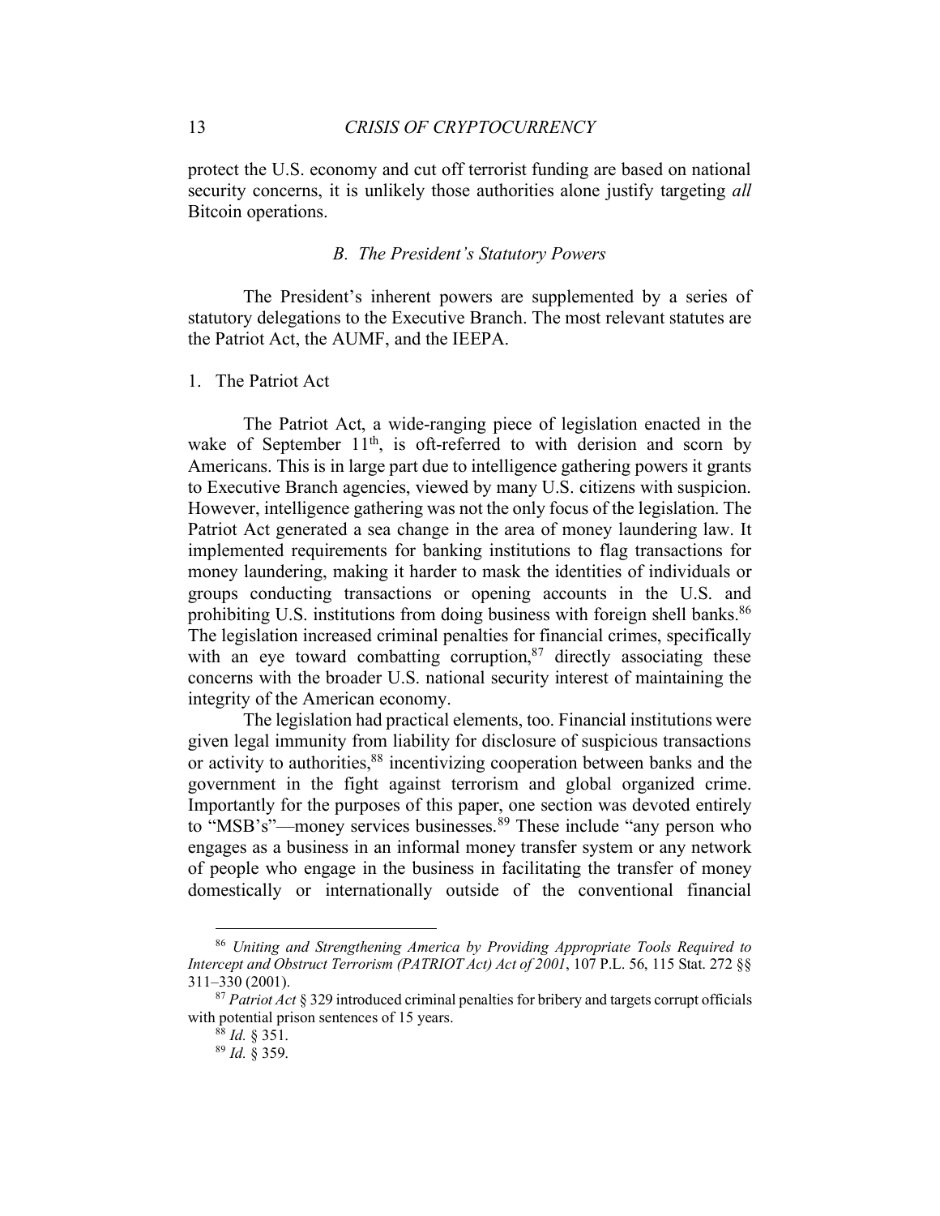protect the U.S. economy and cut off terrorist funding are based on national security concerns, it is unlikely those authorities alone justify targeting *all* Bitcoin operations.

### *B. The President's Statutory Powers*

The President's inherent powers are supplemented by a series of statutory delegations to the Executive Branch. The most relevant statutes are the Patriot Act, the AUMF, and the IEEPA.

#### 1. The Patriot Act

The Patriot Act, a wide-ranging piece of legislation enacted in the wake of September 11th, is oft-referred to with derision and scorn by Americans. This is in large part due to intelligence gathering powers it grants to Executive Branch agencies, viewed by many U.S. citizens with suspicion. However, intelligence gathering was not the only focus of the legislation. The Patriot Act generated a sea change in the area of money laundering law. It implemented requirements for banking institutions to flag transactions for money laundering, making it harder to mask the identities of individuals or groups conducting transactions or opening accounts in the U.S. and prohibiting U.S. institutions from doing business with foreign shell banks.[86] The legislation increased criminal penalties for financial crimes, specifically with an eye toward combatting corruption,[87] directly associating these concerns with the broader U.S. national security interest of maintaining the integrity of the American economy.

The legislation had practical elements, too. Financial institutions were given legal immunity from liability for disclosure of suspicious transactions or activity to authorities,[88] incentivizing cooperation between banks and the government in the fight against terrorism and global organized crime. Importantly for the purposes of this paper, one section was devoted entirely to "MSB's"—money services businesses.[89] These include "any person who engages as a business in an informal money transfer system or any network of people who engage in the business in facilitating the transfer of money domestically or internationally outside of the conventional financial

---

[86] *Uniting and Strengthening America by Providing Appropriate Tools Required to Intercept and Obstruct Terrorism (PATRIOT Act) Act of 2001*, 107 P.L. 56, 115 Stat. 272 §§ 311–330 (2001).

[87] *Patriot Act* § 329 introduced criminal penalties for bribery and targets corrupt officials with potential prison sentences of 15 years.

[88] *Id.* § 351.

[89] *Id.* § 359.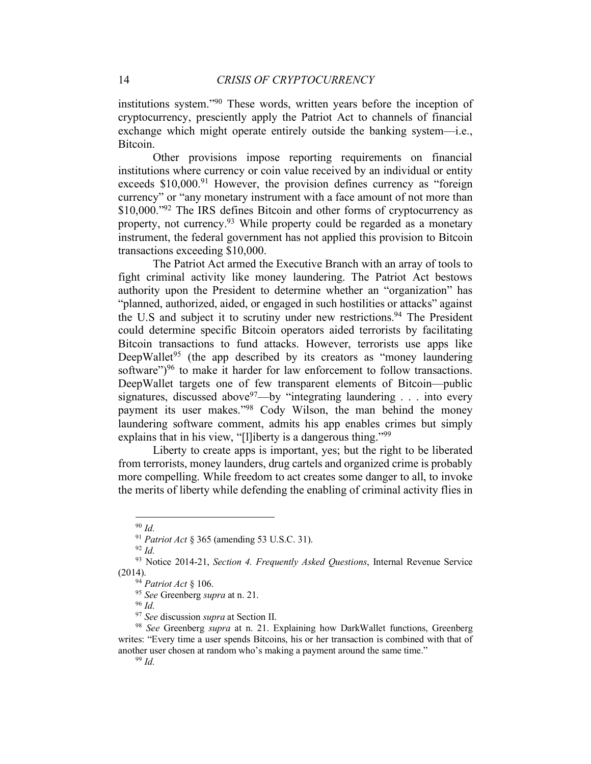institutions system."[90] These words, written years before the inception of cryptocurrency, presciently apply the Patriot Act to channels of financial exchange which might operate entirely outside the banking system—i.e., Bitcoin.

Other provisions impose reporting requirements on financial institutions where currency or coin value received by an individual or entity exceeds $10,000.[91] However, the provision defines currency as "foreign currency" or "any monetary instrument with a face amount of not more than $10,000."[92] The IRS defines Bitcoin and other forms of cryptocurrency as property, not currency.[93] While property could be regarded as a monetary instrument, the federal government has not applied this provision to Bitcoin transactions exceeding $10,000.

The Patriot Act armed the Executive Branch with an array of tools to fight criminal activity like money laundering. The Patriot Act bestows authority upon the President to determine whether an "organization" has "planned, authorized, aided, or engaged in such hostilities or attacks" against the U.S and subject it to scrutiny under new restrictions.[94] The President could determine specific Bitcoin operators aided terrorists by facilitating Bitcoin transactions to fund attacks. However, terrorists use apps like DeepWallet[95] (the app described by its creators as "money laundering software")[96] to make it harder for law enforcement to follow transactions. DeepWallet targets one of few transparent elements of Bitcoin—public signatures, discussed above[97]—by "integrating laundering . . . into every payment its user makes."[98] Cody Wilson, the man behind the money laundering software comment, admits his app enables crimes but simply explains that in his view, "[l]iberty is a dangerous thing."[99]

Liberty to create apps is important, yes; but the right to be liberated from terrorists, money launders, drug cartels and organized crime is probably more compelling. While freedom to act creates some danger to all, to invoke the merits of liberty while defending the enabling of criminal activity flies in

---

[90] *Id.*

[91] *Patriot Act* § 365 (amending 53 U.S.C. 31).

[92] *Id.*

[93] Notice 2014-21, *Section 4. Frequently Asked Questions*, Internal Revenue Service (2014).

[94] *Patriot Act* § 106.

[95] *See* Greenberg *supra* at n. 21.

[96] *Id.*

[97] *See* discussion *supra* at Section II.

[98] *See* Greenberg *supra* at n. 21. Explaining how DarkWallet functions, Greenberg writes: "Every time a user spends Bitcoins, his or her transaction is combined with that of another user chosen at random who's making a payment around the same time."

[99] *Id.*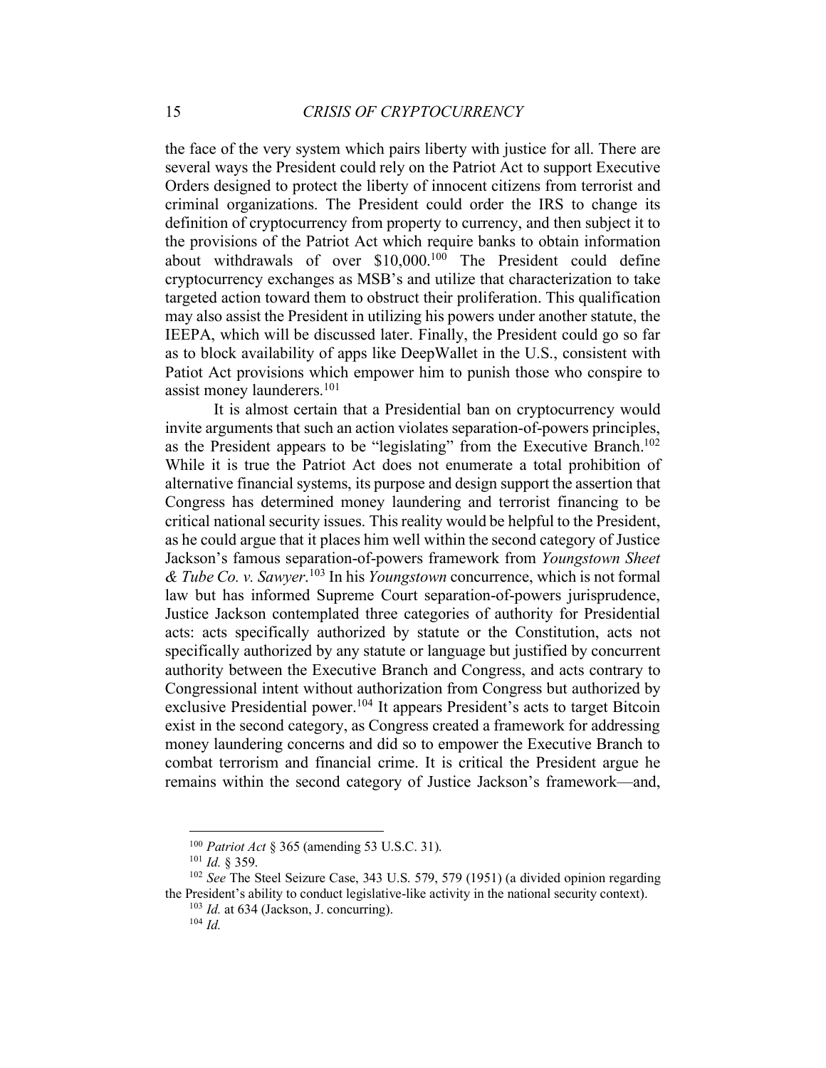the face of the very system which pairs liberty with justice for all. There are several ways the President could rely on the Patriot Act to support Executive Orders designed to protect the liberty of innocent citizens from terrorist and criminal organizations. The President could order the IRS to change its definition of cryptocurrency from property to currency, and then subject it to the provisions of the Patriot Act which require banks to obtain information about withdrawals of over $10,000.[100] The President could define cryptocurrency exchanges as MSB's and utilize that characterization to take targeted action toward them to obstruct their proliferation. This qualification may also assist the President in utilizing his powers under another statute, the IEEPA, which will be discussed later. Finally, the President could go so far as to block availability of apps like DeepWallet in the U.S., consistent with Patiot Act provisions which empower him to punish those who conspire to assist money launderers.[101]

It is almost certain that a Presidential ban on cryptocurrency would invite arguments that such an action violates separation-of-powers principles, as the President appears to be "legislating" from the Executive Branch.[102] While it is true the Patriot Act does not enumerate a total prohibition of alternative financial systems, its purpose and design support the assertion that Congress has determined money laundering and terrorist financing to be critical national security issues. This reality would be helpful to the President, as he could argue that it places him well within the second category of Justice Jackson's famous separation-of-powers framework from *Youngstown Sheet & Tube Co. v. Sawyer*.[103] In his *Youngstown* concurrence, which is not formal law but has informed Supreme Court separation-of-powers jurisprudence, Justice Jackson contemplated three categories of authority for Presidential acts: acts specifically authorized by statute or the Constitution, acts not specifically authorized by any statute or language but justified by concurrent authority between the Executive Branch and Congress, and acts contrary to Congressional intent without authorization from Congress but authorized by exclusive Presidential power.[104] It appears President's acts to target Bitcoin exist in the second category, as Congress created a framework for addressing money laundering concerns and did so to empower the Executive Branch to combat terrorism and financial crime. It is critical the President argue he remains within the second category of Justice Jackson's framework—and,

---

[100] *Patriot Act* § 365 (amending 53 U.S.C. 31).

[101] *Id.* § 359.

[102] *See* The Steel Seizure Case, 343 U.S. 579, 579 (1951) (a divided opinion regarding the President's ability to conduct legislative-like activity in the national security context).

[103] *Id.* at 634 (Jackson, J. concurring).

[104] *Id.*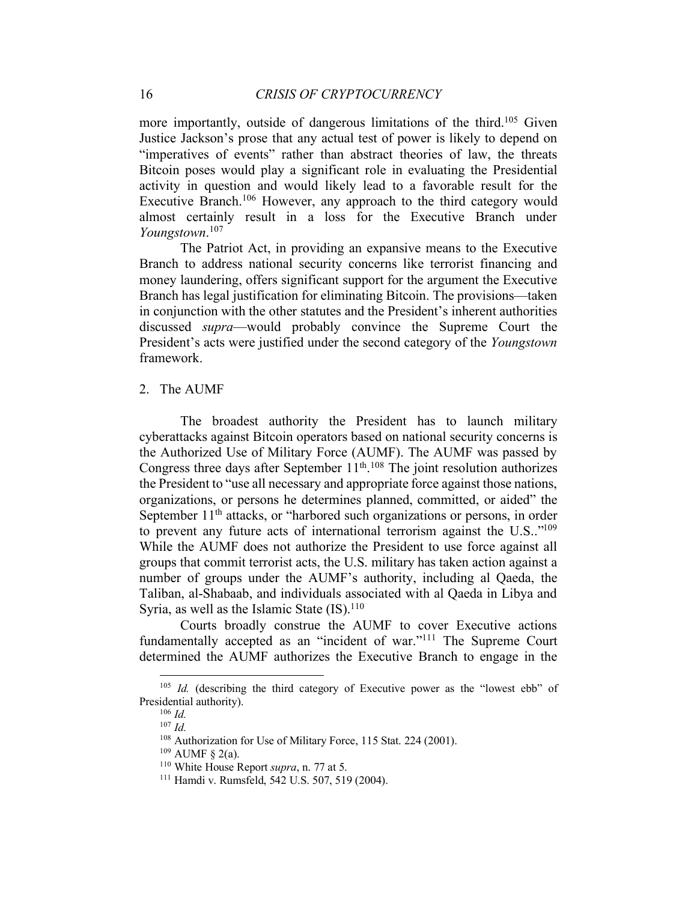more importantly, outside of dangerous limitations of the third.[105] Given Justice Jackson's prose that any actual test of power is likely to depend on "imperatives of events" rather than abstract theories of law, the threats Bitcoin poses would play a significant role in evaluating the Presidential activity in question and would likely lead to a favorable result for the Executive Branch.[106] However, any approach to the third category would almost certainly result in a loss for the Executive Branch under *Youngstown*.[107]

The Patriot Act, in providing an expansive means to the Executive Branch to address national security concerns like terrorist financing and money laundering, offers significant support for the argument the Executive Branch has legal justification for eliminating Bitcoin. The provisions—taken in conjunction with the other statutes and the President's inherent authorities discussed *supra*—would probably convince the Supreme Court the President's acts were justified under the second category of the *Youngstown* framework.

### 2. The AUMF

The broadest authority the President has to launch military cyberattacks against Bitcoin operators based on national security concerns is the Authorized Use of Military Force (AUMF). The AUMF was passed by Congress three days after September 11th.[108] The joint resolution authorizes the President to "use all necessary and appropriate force against those nations, organizations, or persons he determines planned, committed, or aided" the September 11th attacks, or "harbored such organizations or persons, in order to prevent any future acts of international terrorism against the U.S.."[109] While the AUMF does not authorize the President to use force against all groups that commit terrorist acts, the U.S. military has taken action against a number of groups under the AUMF's authority, including al Qaeda, the Taliban, al-Shabaab, and individuals associated with al Qaeda in Libya and Syria, as well as the Islamic State (IS).[110]

Courts broadly construe the AUMF to cover Executive actions fundamentally accepted as an "incident of war."[111] The Supreme Court determined the AUMF authorizes the Executive Branch to engage in the

---

[105] *Id.* (describing the third category of Executive power as the "lowest ebb" of Presidential authority).

[106] *Id.*

[107] *Id.*

[108] Authorization for Use of Military Force, 115 Stat. 224 (2001).

[109] AUMF § 2(a).

[110] White House Report *supra*, n. 77 at 5.

[111] Hamdi v. Rumsfeld, 542 U.S. 507, 519 (2004).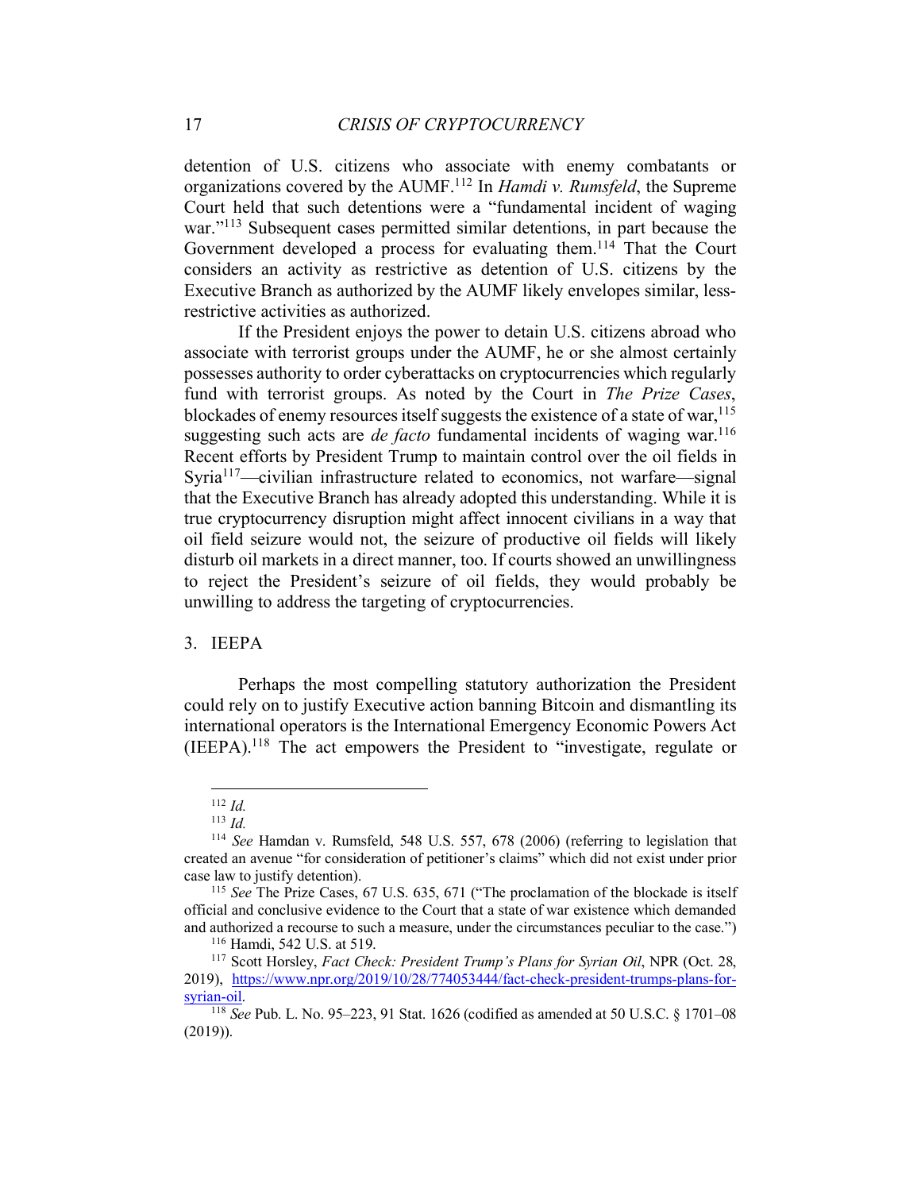detention of U.S. citizens who associate with enemy combatants or organizations covered by the AUMF.[112] In *Hamdi v. Rumsfeld*, the Supreme Court held that such detentions were a "fundamental incident of waging war."[113] Subsequent cases permitted similar detentions, in part because the Government developed a process for evaluating them.[114] That the Court considers an activity as restrictive as detention of U.S. citizens by the Executive Branch as authorized by the AUMF likely envelopes similar, less-restrictive activities as authorized.

If the President enjoys the power to detain U.S. citizens abroad who associate with terrorist groups under the AUMF, he or she almost certainly possesses authority to order cyberattacks on cryptocurrencies which regularly fund with terrorist groups. As noted by the Court in *The Prize Cases*, blockades of enemy resources itself suggests the existence of a state of war,[115] suggesting such acts are *de facto* fundamental incidents of waging war.[116] Recent efforts by President Trump to maintain control over the oil fields in Syria[117]—civilian infrastructure related to economics, not warfare—signal that the Executive Branch has already adopted this understanding. While it is true cryptocurrency disruption might affect innocent civilians in a way that oil field seizure would not, the seizure of productive oil fields will likely disturb oil markets in a direct manner, too. If courts showed an unwillingness to reject the President's seizure of oil fields, they would probably be unwilling to address the targeting of cryptocurrencies.

3. IEEPA

Perhaps the most compelling statutory authorization the President could rely on to justify Executive action banning Bitcoin and dismantling its international operators is the International Emergency Economic Powers Act (IEEPA).[118] The act empowers the President to "investigate, regulate or

---

[112] *Id.*

[113] *Id.*

[114] *See* Hamdan v. Rumsfeld, 548 U.S. 557, 678 (2006) (referring to legislation that created an avenue "for consideration of petitioner's claims" which did not exist under prior case law to justify detention).

[115] *See* The Prize Cases, 67 U.S. 635, 671 ("The proclamation of the blockade is itself official and conclusive evidence to the Court that a state of war existence which demanded and authorized a recourse to such a measure, under the circumstances peculiar to the case.")

[116] Hamdi, 542 U.S. at 519.

[117] Scott Horsley, *Fact Check: President Trump's Plans for Syrian Oil*, NPR (Oct. 28, 2019), https://www.npr.org/2019/10/28/774053444/fact-check-president-trumps-plans-for-syrian-oil.

[118] *See* Pub. L. No. 95–223, 91 Stat. 1626 (codified as amended at 50 U.S.C. § 1701–08 (2019)).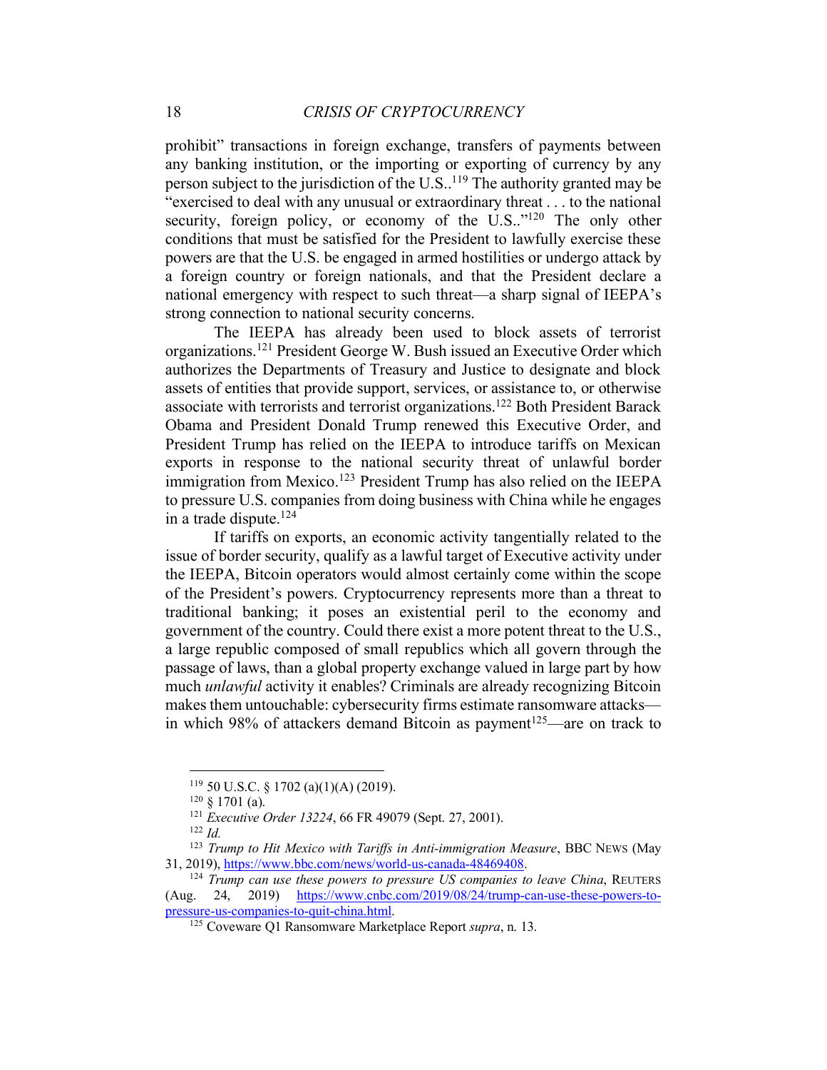prohibit" transactions in foreign exchange, transfers of payments between any banking institution, or the importing or exporting of currency by any person subject to the jurisdiction of the U.S..[119] The authority granted may be "exercised to deal with any unusual or extraordinary threat . . . to the national security, foreign policy, or economy of the U.S.."[120] The only other conditions that must be satisfied for the President to lawfully exercise these powers are that the U.S. be engaged in armed hostilities or undergo attack by a foreign country or foreign nationals, and that the President declare a national emergency with respect to such threat—a sharp signal of IEEPA's strong connection to national security concerns.

The IEEPA has already been used to block assets of terrorist organizations.[121] President George W. Bush issued an Executive Order which authorizes the Departments of Treasury and Justice to designate and block assets of entities that provide support, services, or assistance to, or otherwise associate with terrorists and terrorist organizations.[122] Both President Barack Obama and President Donald Trump renewed this Executive Order, and President Trump has relied on the IEEPA to introduce tariffs on Mexican exports in response to the national security threat of unlawful border immigration from Mexico.[123] President Trump has also relied on the IEEPA to pressure U.S. companies from doing business with China while he engages in a trade dispute.[124]

If tariffs on exports, an economic activity tangentially related to the issue of border security, qualify as a lawful target of Executive activity under the IEEPA, Bitcoin operators would almost certainly come within the scope of the President's powers. Cryptocurrency represents more than a threat to traditional banking; it poses an existential peril to the economy and government of the country. Could there exist a more potent threat to the U.S., a large republic composed of small republics which all govern through the passage of laws, than a global property exchange valued in large part by how much *unlawful* activity it enables? Criminals are already recognizing Bitcoin makes them untouchable: cybersecurity firms estimate ransomware attacks—in which 98% of attackers demand Bitcoin as payment[125]—are on track to

---

[119] 50 U.S.C. § 1702 (a)(1)(A) (2019).

[120] § 1701 (a).

[121] *Executive Order 13224*, 66 FR 49079 (Sept. 27, 2001).

[122] *Id.*

[123] *Trump to Hit Mexico with Tariffs in Anti-immigration Measure*, BBC NEWS (May 31, 2019), https://www.bbc.com/news/world-us-canada-48469408.

[124] *Trump can use these powers to pressure US companies to leave China*, REUTERS (Aug. 24, 2019) https://www.cnbc.com/2019/08/24/trump-can-use-these-powers-to-pressure-us-companies-to-quit-china.html.

[125] Coveware Q1 Ransomware Marketplace Report *supra*, n. 13.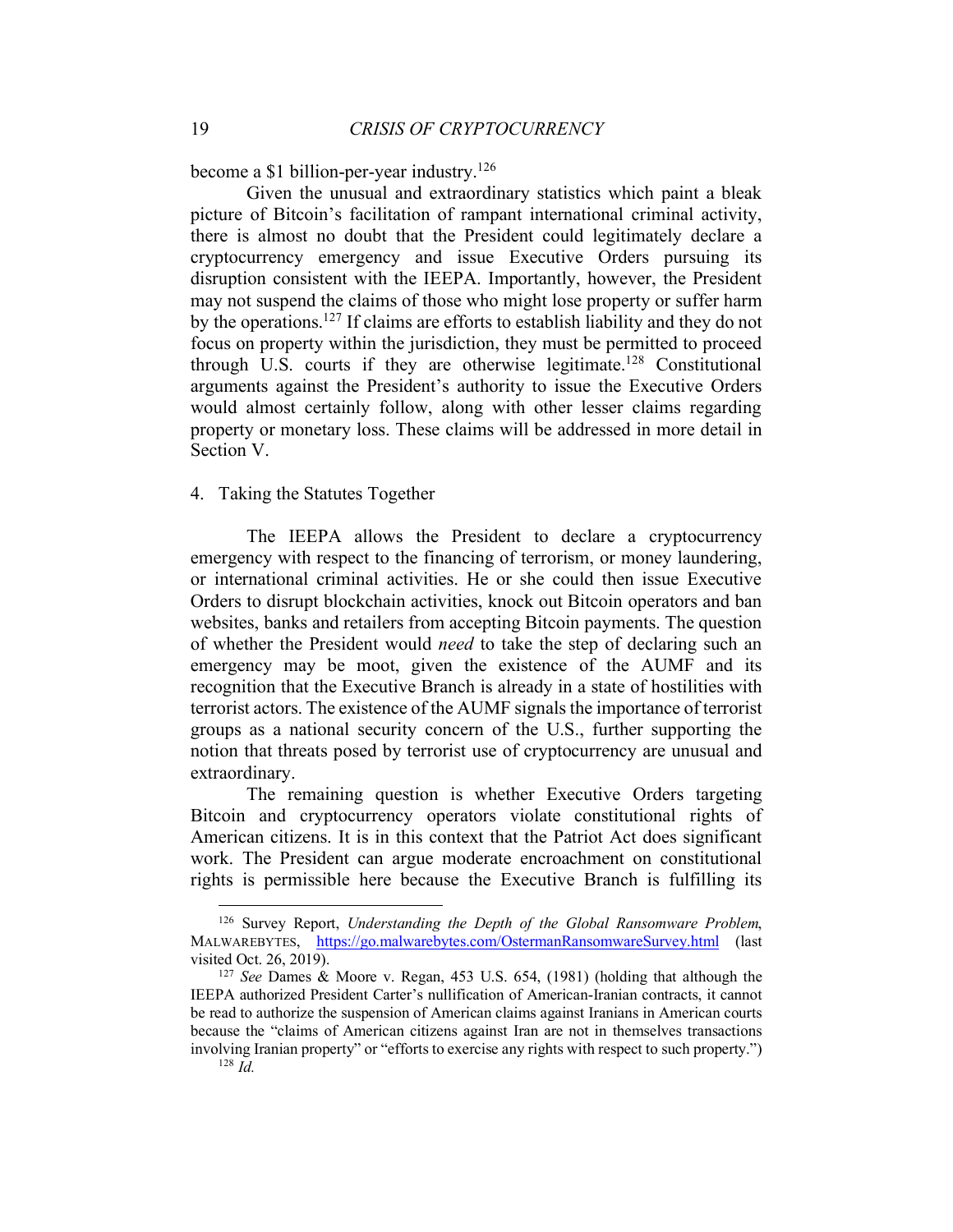become a $1 billion-per-year industry.[126]

Given the unusual and extraordinary statistics which paint a bleak picture of Bitcoin's facilitation of rampant international criminal activity, there is almost no doubt that the President could legitimately declare a cryptocurrency emergency and issue Executive Orders pursuing its disruption consistent with the IEEPA. Importantly, however, the President may not suspend the claims of those who might lose property or suffer harm by the operations.[127] If claims are efforts to establish liability and they do not focus on property within the jurisdiction, they must be permitted to proceed through U.S. courts if they are otherwise legitimate.[128] Constitutional arguments against the President's authority to issue the Executive Orders would almost certainly follow, along with other lesser claims regarding property or monetary loss. These claims will be addressed in more detail in Section V.

4. Taking the Statutes Together

The IEEPA allows the President to declare a cryptocurrency emergency with respect to the financing of terrorism, or money laundering, or international criminal activities. He or she could then issue Executive Orders to disrupt blockchain activities, knock out Bitcoin operators and ban websites, banks and retailers from accepting Bitcoin payments. The question of whether the President would *need* to take the step of declaring such an emergency may be moot, given the existence of the AUMF and its recognition that the Executive Branch is already in a state of hostilities with terrorist actors. The existence of the AUMF signals the importance of terrorist groups as a national security concern of the U.S., further supporting the notion that threats posed by terrorist use of cryptocurrency are unusual and extraordinary.

The remaining question is whether Executive Orders targeting Bitcoin and cryptocurrency operators violate constitutional rights of American citizens. It is in this context that the Patriot Act does significant work. The President can argue moderate encroachment on constitutional rights is permissible here because the Executive Branch is fulfilling its

---

[126] Survey Report, *Understanding the Depth of the Global Ransomware Problem*, MALWAREBYTES, https://go.malwarebytes.com/OstermanRansomwareSurvey.html (last visited Oct. 26, 2019).

[127] *See* Dames & Moore v. Regan, 453 U.S. 654, (1981) (holding that although the IEEPA authorized President Carter's nullification of American-Iranian contracts, it cannot be read to authorize the suspension of American claims against Iranians in American courts because the "claims of American citizens against Iran are not in themselves transactions involving Iranian property" or "efforts to exercise any rights with respect to such property.")

[128] *Id.*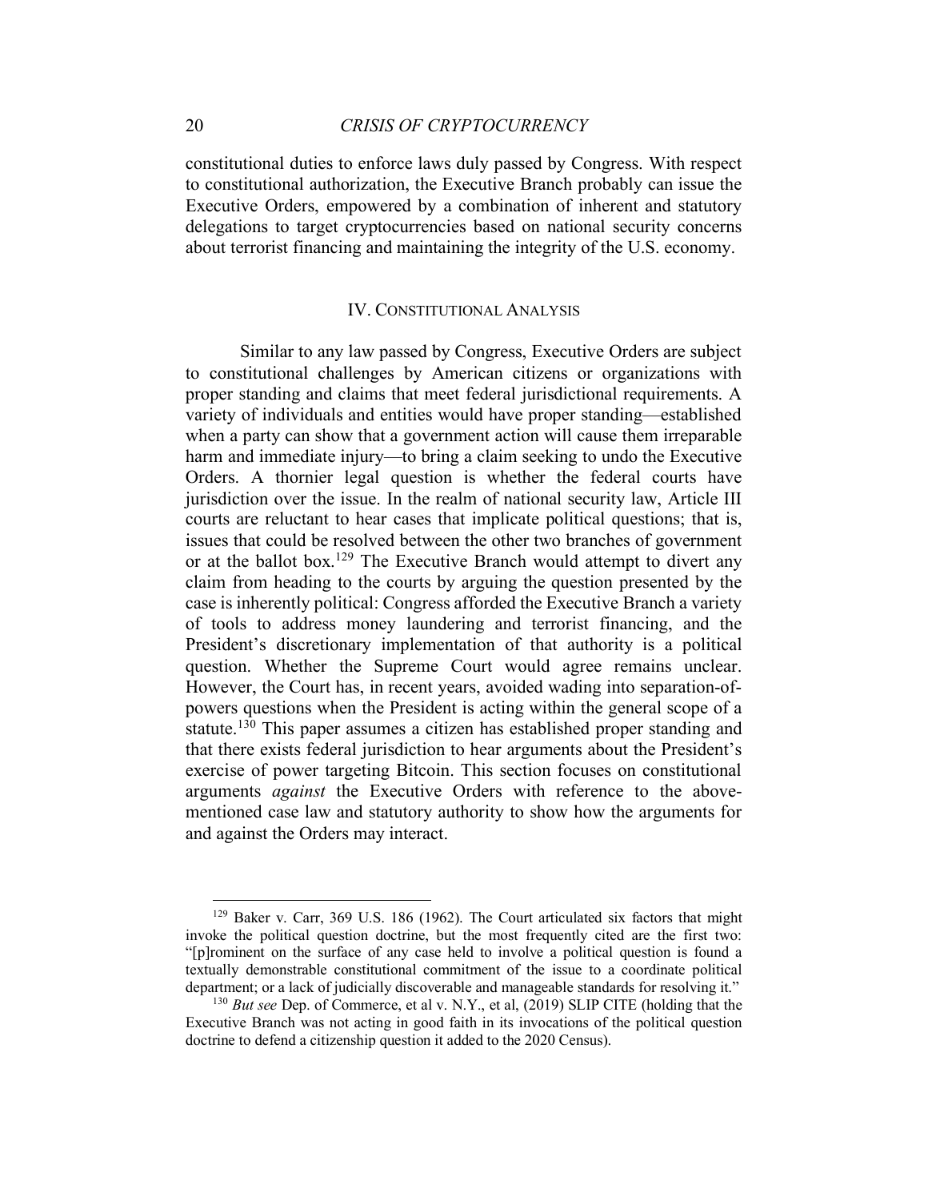constitutional duties to enforce laws duly passed by Congress. With respect to constitutional authorization, the Executive Branch probably can issue the Executive Orders, empowered by a combination of inherent and statutory delegations to target cryptocurrencies based on national security concerns about terrorist financing and maintaining the integrity of the U.S. economy.

## IV. CONSTITUTIONAL ANALYSIS

Similar to any law passed by Congress, Executive Orders are subject to constitutional challenges by American citizens or organizations with proper standing and claims that meet federal jurisdictional requirements. A variety of individuals and entities would have proper standing—established when a party can show that a government action will cause them irreparable harm and immediate injury—to bring a claim seeking to undo the Executive Orders. A thornier legal question is whether the federal courts have jurisdiction over the issue. In the realm of national security law, Article III courts are reluctant to hear cases that implicate political questions; that is, issues that could be resolved between the other two branches of government or at the ballot box.[129] The Executive Branch would attempt to divert any claim from heading to the courts by arguing the question presented by the case is inherently political: Congress afforded the Executive Branch a variety of tools to address money laundering and terrorist financing, and the President's discretionary implementation of that authority is a political question. Whether the Supreme Court would agree remains unclear. However, the Court has, in recent years, avoided wading into separation-of-powers questions when the President is acting within the general scope of a statute.[130] This paper assumes a citizen has established proper standing and that there exists federal jurisdiction to hear arguments about the President's exercise of power targeting Bitcoin. This section focuses on constitutional arguments *against* the Executive Orders with reference to the above-mentioned case law and statutory authority to show how the arguments for and against the Orders may interact.

---

[129] Baker v. Carr, 369 U.S. 186 (1962). The Court articulated six factors that might invoke the political question doctrine, but the most frequently cited are the first two: "[p]rominent on the surface of any case held to involve a political question is found a textually demonstrable constitutional commitment of the issue to a coordinate political department; or a lack of judicially discoverable and manageable standards for resolving it."

[130] *But see* Dep. of Commerce, et al v. N.Y., et al, (2019) SLIP CITE (holding that the Executive Branch was not acting in good faith in its invocations of the political question doctrine to defend a citizenship question it added to the 2020 Census).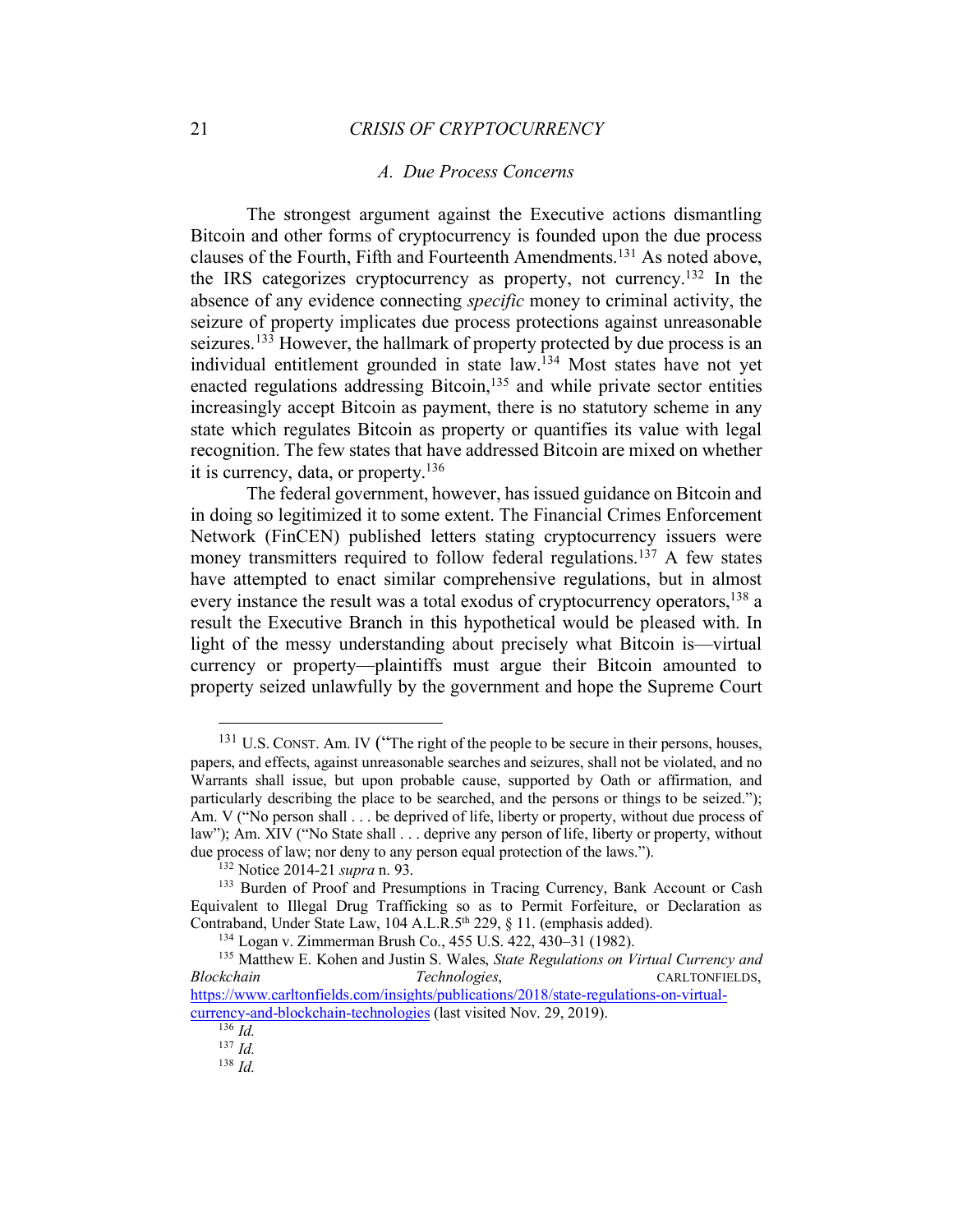### A. Due Process Concerns

The strongest argument against the Executive actions dismantling Bitcoin and other forms of cryptocurrency is founded upon the due process clauses of the Fourth, Fifth and Fourteenth Amendments.[131] As noted above, the IRS categorizes cryptocurrency as property, not currency.[132] In the absence of any evidence connecting *specific* money to criminal activity, the seizure of property implicates due process protections against unreasonable seizures.[133] However, the hallmark of property protected by due process is an individual entitlement grounded in state law.[134] Most states have not yet enacted regulations addressing Bitcoin,[135] and while private sector entities increasingly accept Bitcoin as payment, there is no statutory scheme in any state which regulates Bitcoin as property or quantifies its value with legal recognition. The few states that have addressed Bitcoin are mixed on whether it is currency, data, or property.[136]

The federal government, however, has issued guidance on Bitcoin and in doing so legitimized it to some extent. The Financial Crimes Enforcement Network (FinCEN) published letters stating cryptocurrency issuers were money transmitters required to follow federal regulations.[137] A few states have attempted to enact similar comprehensive regulations, but in almost every instance the result was a total exodus of cryptocurrency operators,[138] a result the Executive Branch in this hypothetical would be pleased with. In light of the messy understanding about precisely what Bitcoin is—virtual currency or property—plaintiffs must argue their Bitcoin amounted to property seized unlawfully by the government and hope the Supreme Court

---

[131] U.S. CONST. Am. IV ("The right of the people to be secure in their persons, houses, papers, and effects, against unreasonable searches and seizures, shall not be violated, and no Warrants shall issue, but upon probable cause, supported by Oath or affirmation, and particularly describing the place to be searched, and the persons or things to be seized."); Am. V ("No person shall . . . be deprived of life, liberty or property, without due process of law"); Am. XIV ("No State shall . . . deprive any person of life, liberty or property, without due process of law; nor deny to any person equal protection of the laws.").

[132] Notice 2014-21 *supra* n. 93.

[133] Burden of Proof and Presumptions in Tracing Currency, Bank Account or Cash Equivalent to Illegal Drug Trafficking so as to Permit Forfeiture, or Declaration as Contraband, Under State Law, 104 A.L.R.5th 229, § 11. (emphasis added).

[134] Logan v. Zimmerman Brush Co., 455 U.S. 422, 430–31 (1982).

[135] Matthew E. Kohen and Justin S. Wales, *State Regulations on Virtual Currency and Blockchain Technologies*, CARLTONFIELDS, https://www.carltonfields.com/insights/publications/2018/state-regulations-on-virtual-currency-and-blockchain-technologies (last visited Nov. 29, 2019).

[136] *Id.*

[137] *Id.*

[138] *Id.*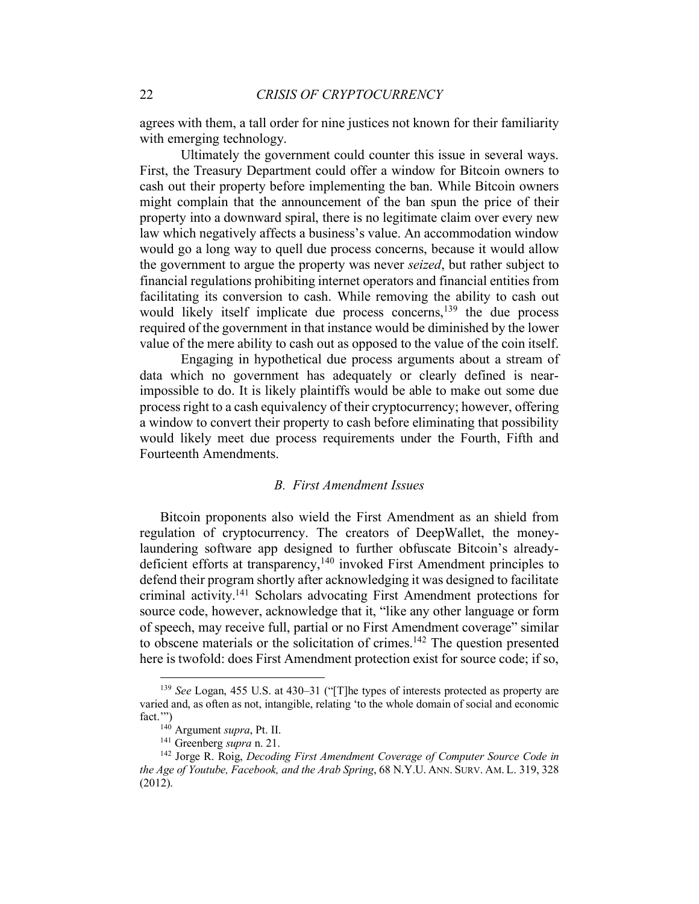agrees with them, a tall order for nine justices not known for their familiarity with emerging technology.

Ultimately the government could counter this issue in several ways. First, the Treasury Department could offer a window for Bitcoin owners to cash out their property before implementing the ban. While Bitcoin owners might complain that the announcement of the ban spun the price of their property into a downward spiral, there is no legitimate claim over every new law which negatively affects a business's value. An accommodation window would go a long way to quell due process concerns, because it would allow the government to argue the property was never *seized*, but rather subject to financial regulations prohibiting internet operators and financial entities from facilitating its conversion to cash. While removing the ability to cash out would likely itself implicate due process concerns,[139] the due process required of the government in that instance would be diminished by the lower value of the mere ability to cash out as opposed to the value of the coin itself.

Engaging in hypothetical due process arguments about a stream of data which no government has adequately or clearly defined is near-impossible to do. It is likely plaintiffs would be able to make out some due process right to a cash equivalency of their cryptocurrency; however, offering a window to convert their property to cash before eliminating that possibility would likely meet due process requirements under the Fourth, Fifth and Fourteenth Amendments.

### *B. First Amendment Issues*

Bitcoin proponents also wield the First Amendment as an shield from regulation of cryptocurrency. The creators of DeepWallet, the money-laundering software app designed to further obfuscate Bitcoin's already-deficient efforts at transparency,[140] invoked First Amendment principles to defend their program shortly after acknowledging it was designed to facilitate criminal activity.[141] Scholars advocating First Amendment protections for source code, however, acknowledge that it, "like any other language or form of speech, may receive full, partial or no First Amendment coverage" similar to obscene materials or the solicitation of crimes.[142] The question presented here is twofold: does First Amendment protection exist for source code; if so,

---

[139] *See* Logan, 455 U.S. at 430–31 ("[T]he types of interests protected as property are varied and, as often as not, intangible, relating 'to the whole domain of social and economic fact.'")

[140] Argument *supra*, Pt. II.

[141] Greenberg *supra* n. 21.

[142] Jorge R. Roig, *Decoding First Amendment Coverage of Computer Source Code in the Age of Youtube, Facebook, and the Arab Spring*, 68 N.Y.U. ANN. SURV. AM. L. 319, 328 (2012).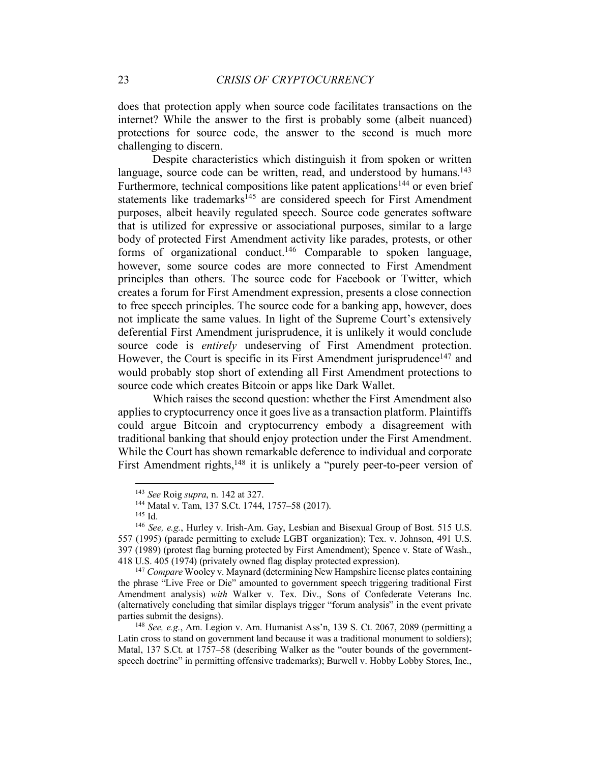does that protection apply when source code facilitates transactions on the internet? While the answer to the first is probably some (albeit nuanced) protections for source code, the answer to the second is much more challenging to discern.

Despite characteristics which distinguish it from spoken or written language, source code can be written, read, and understood by humans.[143] Furthermore, technical compositions like patent applications[144] or even brief statements like trademarks[145] are considered speech for First Amendment purposes, albeit heavily regulated speech. Source code generates software that is utilized for expressive or associational purposes, similar to a large body of protected First Amendment activity like parades, protests, or other forms of organizational conduct.[146] Comparable to spoken language, however, some source codes are more connected to First Amendment principles than others. The source code for Facebook or Twitter, which creates a forum for First Amendment expression, presents a close connection to free speech principles. The source code for a banking app, however, does not implicate the same values. In light of the Supreme Court's extensively deferential First Amendment jurisprudence, it is unlikely it would conclude source code is *entirely* undeserving of First Amendment protection. However, the Court is specific in its First Amendment jurisprudence[147] and would probably stop short of extending all First Amendment protections to source code which creates Bitcoin or apps like Dark Wallet.

Which raises the second question: whether the First Amendment also applies to cryptocurrency once it goes live as a transaction platform. Plaintiffs could argue Bitcoin and cryptocurrency embody a disagreement with traditional banking that should enjoy protection under the First Amendment. While the Court has shown remarkable deference to individual and corporate First Amendment rights,[148] it is unlikely a "purely peer-to-peer version of

---

[143] *See* Roig *supra*, n. 142 at 327.

[144] Matal v. Tam, 137 S.Ct. 1744, 1757–58 (2017).

[145] Id.

[146] *See, e.g.*, Hurley v. Irish-Am. Gay, Lesbian and Bisexual Group of Bost. 515 U.S. 557 (1995) (parade permitting to exclude LGBT organization); Tex. v. Johnson, 491 U.S. 397 (1989) (protest flag burning protected by First Amendment); Spence v. State of Wash., 418 U.S. 405 (1974) (privately owned flag display protected expression).

[147] *Compare* Wooley v. Maynard (determining New Hampshire license plates containing the phrase "Live Free or Die" amounted to government speech triggering traditional First Amendment analysis) *with* Walker v. Tex. Div., Sons of Confederate Veterans Inc. (alternatively concluding that similar displays trigger "forum analysis" in the event private parties submit the designs).

[148] *See, e.g.*, Am. Legion v. Am. Humanist Ass'n, 139 S. Ct. 2067, 2089 (permitting a Latin cross to stand on government land because it was a traditional monument to soldiers); Matal, 137 S.Ct. at 1757–58 (describing Walker as the "outer bounds of the government-speech doctrine" in permitting offensive trademarks); Burwell v. Hobby Lobby Stores, Inc.,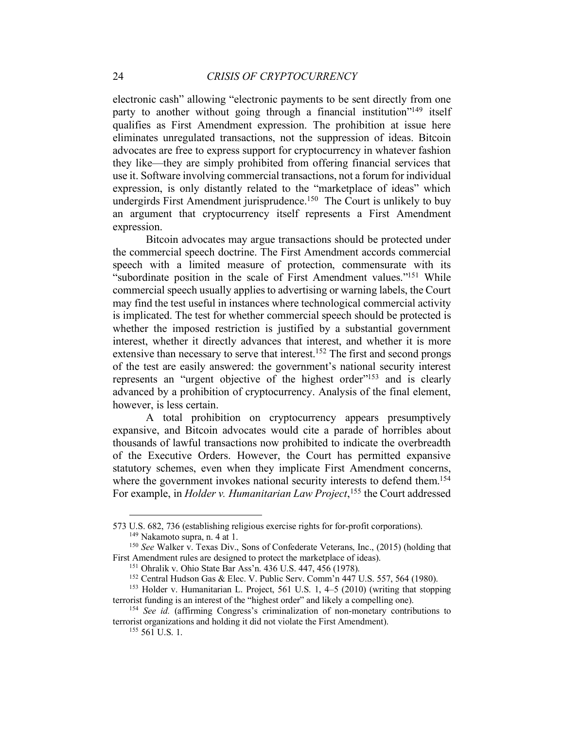electronic cash" allowing "electronic payments to be sent directly from one party to another without going through a financial institution"[149] itself qualifies as First Amendment expression. The prohibition at issue here eliminates unregulated transactions, not the suppression of ideas. Bitcoin advocates are free to express support for cryptocurrency in whatever fashion they like—they are simply prohibited from offering financial services that use it. Software involving commercial transactions, not a forum for individual expression, is only distantly related to the "marketplace of ideas" which undergirds First Amendment jurisprudence.[150] The Court is unlikely to buy an argument that cryptocurrency itself represents a First Amendment expression.

Bitcoin advocates may argue transactions should be protected under the commercial speech doctrine. The First Amendment accords commercial speech with a limited measure of protection, commensurate with its "subordinate position in the scale of First Amendment values."[151] While commercial speech usually applies to advertising or warning labels, the Court may find the test useful in instances where technological commercial activity is implicated. The test for whether commercial speech should be protected is whether the imposed restriction is justified by a substantial government interest, whether it directly advances that interest, and whether it is more extensive than necessary to serve that interest.[152] The first and second prongs of the test are easily answered: the government's national security interest represents an "urgent objective of the highest order"[153] and is clearly advanced by a prohibition of cryptocurrency. Analysis of the final element, however, is less certain.

A total prohibition on cryptocurrency appears presumptively expansive, and Bitcoin advocates would cite a parade of horribles about thousands of lawful transactions now prohibited to indicate the overbreadth of the Executive Orders. However, the Court has permitted expansive statutory schemes, even when they implicate First Amendment concerns, where the government invokes national security interests to defend them.[154] For example, in *Holder v. Humanitarian Law Project*,[155] the Court addressed

---

573 U.S. 682, 736 (establishing religious exercise rights for for-profit corporations).

[149] Nakamoto supra, n. 4 at 1.

[150] *See* Walker v. Texas Div., Sons of Confederate Veterans, Inc., (2015) (holding that First Amendment rules are designed to protect the marketplace of ideas).

[151] Ohralik v. Ohio State Bar Ass'n. 436 U.S. 447, 456 (1978).

[152] Central Hudson Gas & Elec. V. Public Serv. Comm'n 447 U.S. 557, 564 (1980).

[153] Holder v. Humanitarian L. Project, 561 U.S. 1, 4–5 (2010) (writing that stopping terrorist funding is an interest of the "highest order" and likely a compelling one).

[154] *See id.* (affirming Congress's criminalization of non-monetary contributions to terrorist organizations and holding it did not violate the First Amendment).

[155] 561 U.S. 1.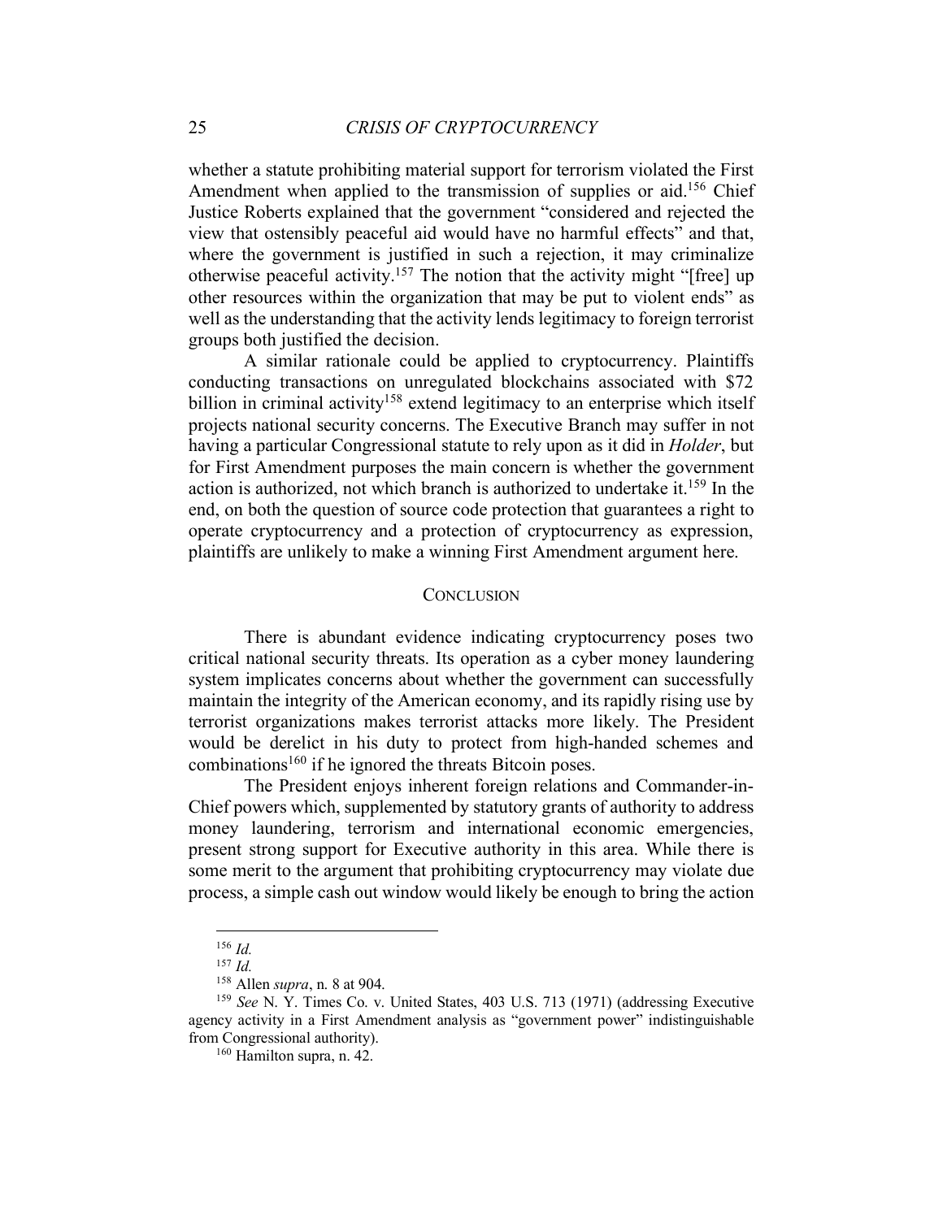whether a statute prohibiting material support for terrorism violated the First Amendment when applied to the transmission of supplies or aid.[156] Chief Justice Roberts explained that the government "considered and rejected the view that ostensibly peaceful aid would have no harmful effects" and that, where the government is justified in such a rejection, it may criminalize otherwise peaceful activity.[157] The notion that the activity might "[free] up other resources within the organization that may be put to violent ends" as well as the understanding that the activity lends legitimacy to foreign terrorist groups both justified the decision.

A similar rationale could be applied to cryptocurrency. Plaintiffs conducting transactions on unregulated blockchains associated with $72 billion in criminal activity[158] extend legitimacy to an enterprise which itself projects national security concerns. The Executive Branch may suffer in not having a particular Congressional statute to rely upon as it did in *Holder*, but for First Amendment purposes the main concern is whether the government action is authorized, not which branch is authorized to undertake it.[159] In the end, on both the question of source code protection that guarantees a right to operate cryptocurrency and a protection of cryptocurrency as expression, plaintiffs are unlikely to make a winning First Amendment argument here.

## CONCLUSION

There is abundant evidence indicating cryptocurrency poses two critical national security threats. Its operation as a cyber money laundering system implicates concerns about whether the government can successfully maintain the integrity of the American economy, and its rapidly rising use by terrorist organizations makes terrorist attacks more likely. The President would be derelict in his duty to protect from high-handed schemes and combinations[160] if he ignored the threats Bitcoin poses.

The President enjoys inherent foreign relations and Commander-in-Chief powers which, supplemented by statutory grants of authority to address money laundering, terrorism and international economic emergencies, present strong support for Executive authority in this area. While there is some merit to the argument that prohibiting cryptocurrency may violate due process, a simple cash out window would likely be enough to bring the action

---

[156] *Id.*

[157] *Id.*

[158] Allen *supra*, n. 8 at 904.

[159] *See* N. Y. Times Co. v. United States, 403 U.S. 713 (1971) (addressing Executive agency activity in a First Amendment analysis as "government power" indistinguishable from Congressional authority).

[160] Hamilton supra, n. 42.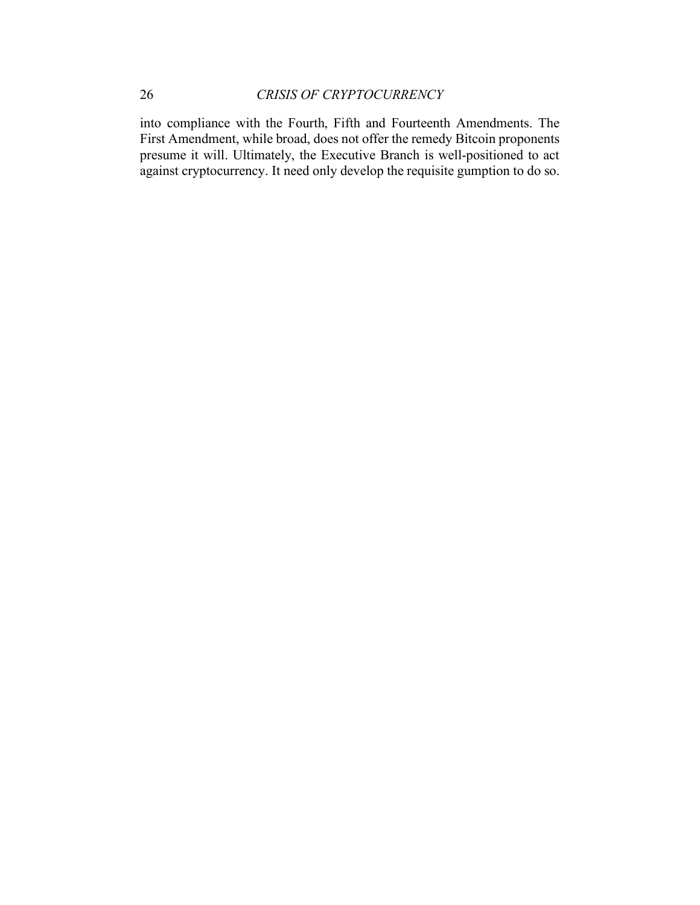into compliance with the Fourth, Fifth and Fourteenth Amendments. The First Amendment, while broad, does not offer the remedy Bitcoin proponents presume it will. Ultimately, the Executive Branch is well-positioned to act against cryptocurrency. It need only develop the requisite gumption to do so.